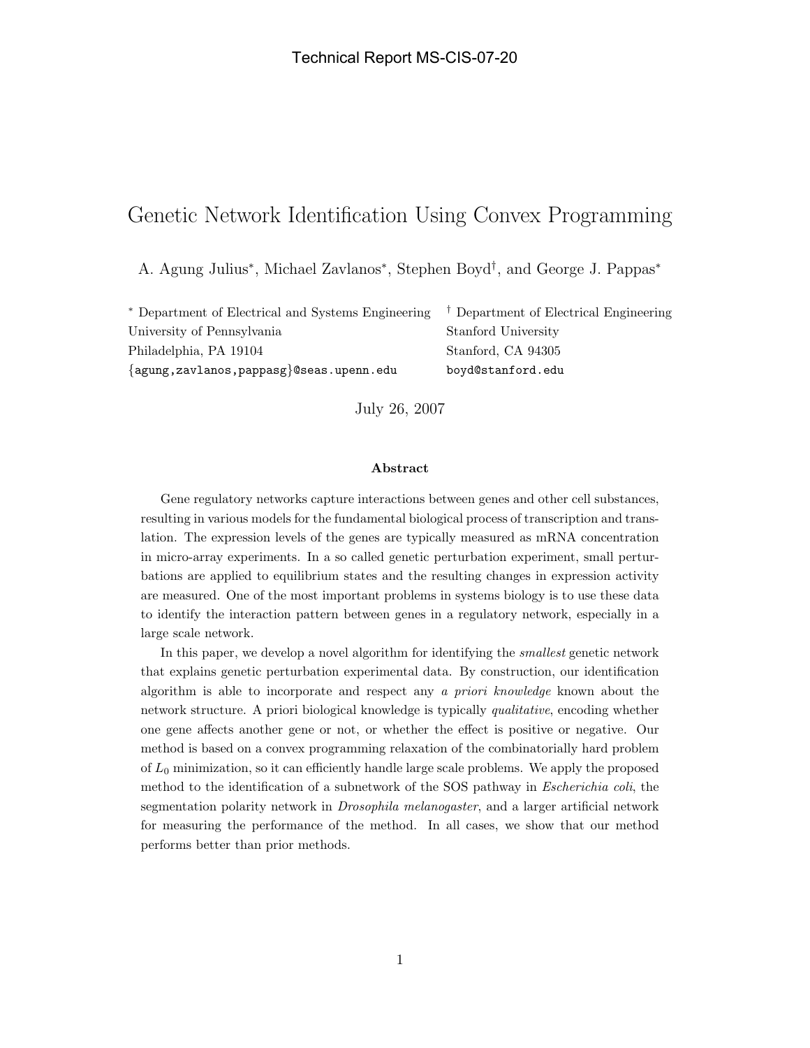Technical Report MS-CIS-07-20

# Genetic Network Identification Using Convex Programming

A. Agung Julius[*], Michael Zavlanos[*], Stephen Boyd[†], and George J. Pappas[*]

[*] Department of Electrical and Systems Engineering
University of Pennsylvania
Philadelphia, PA 19104
{agung,zavlanos,pappasg}@seas.upenn.edu

[†] Department of Electrical Engineering
Stanford University
Stanford, CA 94305
boyd@stanford.edu

July 26, 2007

### Abstract

Gene regulatory networks capture interactions between genes and other cell substances, resulting in various models for the fundamental biological process of transcription and translation. The expression levels of the genes are typically measured as mRNA concentration in micro-array experiments. In a so called genetic perturbation experiment, small perturbations are applied to equilibrium states and the resulting changes in expression activity are measured. One of the most important problems in systems biology is to use these data to identify the interaction pattern between genes in a regulatory network, especially in a large scale network.

In this paper, we develop a novel algorithm for identifying the *smallest* genetic network that explains genetic perturbation experimental data. By construction, our identification algorithm is able to incorporate and respect any *a priori knowledge* known about the network structure. A priori biological knowledge is typically *qualitative*, encoding whether one gene affects another gene or not, or whether the effect is positive or negative. Our method is based on a convex programming relaxation of the combinatorially hard problem of $L_0$ minimization, so it can efficiently handle large scale problems. We apply the proposed method to the identification of a subnetwork of the SOS pathway in *Escherichia coli*, the segmentation polarity network in *Drosophila melanogaster*, and a larger artificial network for measuring the performance of the method. In all cases, we show that our method performs better than prior methods.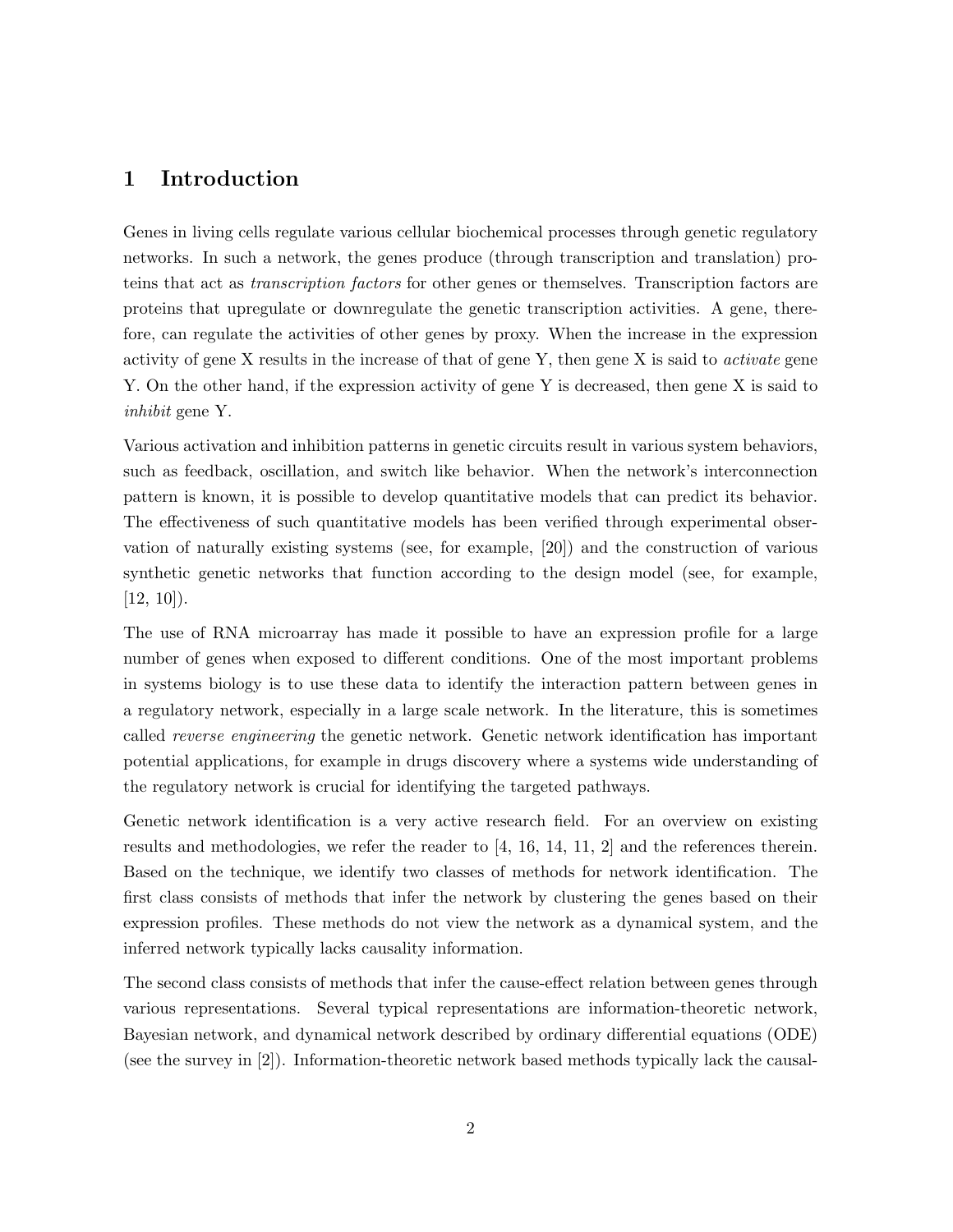# 1 Introduction

Genes in living cells regulate various cellular biochemical processes through genetic regulatory networks. In such a network, the genes produce (through transcription and translation) proteins that act as *transcription factors* for other genes or themselves. Transcription factors are proteins that upregulate or downregulate the genetic transcription activities. A gene, therefore, can regulate the activities of other genes by proxy. When the increase in the expression activity of gene X results in the increase of that of gene Y, then gene X is said to *activate* gene Y. On the other hand, if the expression activity of gene Y is decreased, then gene X is said to *inhibit* gene Y.

Various activation and inhibition patterns in genetic circuits result in various system behaviors, such as feedback, oscillation, and switch like behavior. When the network's interconnection pattern is known, it is possible to develop quantitative models that can predict its behavior. The effectiveness of such quantitative models has been verified through experimental observation of naturally existing systems (see, for example, [20]) and the construction of various synthetic genetic networks that function according to the design model (see, for example, [12, 10]).

The use of RNA microarray has made it possible to have an expression profile for a large number of genes when exposed to different conditions. One of the most important problems in systems biology is to use these data to identify the interaction pattern between genes in a regulatory network, especially in a large scale network. In the literature, this is sometimes called *reverse engineering* the genetic network. Genetic network identification has important potential applications, for example in drugs discovery where a systems wide understanding of the regulatory network is crucial for identifying the targeted pathways.

Genetic network identification is a very active research field. For an overview on existing results and methodologies, we refer the reader to [4, 16, 14, 11, 2] and the references therein. Based on the technique, we identify two classes of methods for network identification. The first class consists of methods that infer the network by clustering the genes based on their expression profiles. These methods do not view the network as a dynamical system, and the inferred network typically lacks causality information.

The second class consists of methods that infer the cause-effect relation between genes through various representations. Several typical representations are information-theoretic network, Bayesian network, and dynamical network described by ordinary differential equations (ODE) (see the survey in [2]). Information-theoretic network based methods typically lack the causal-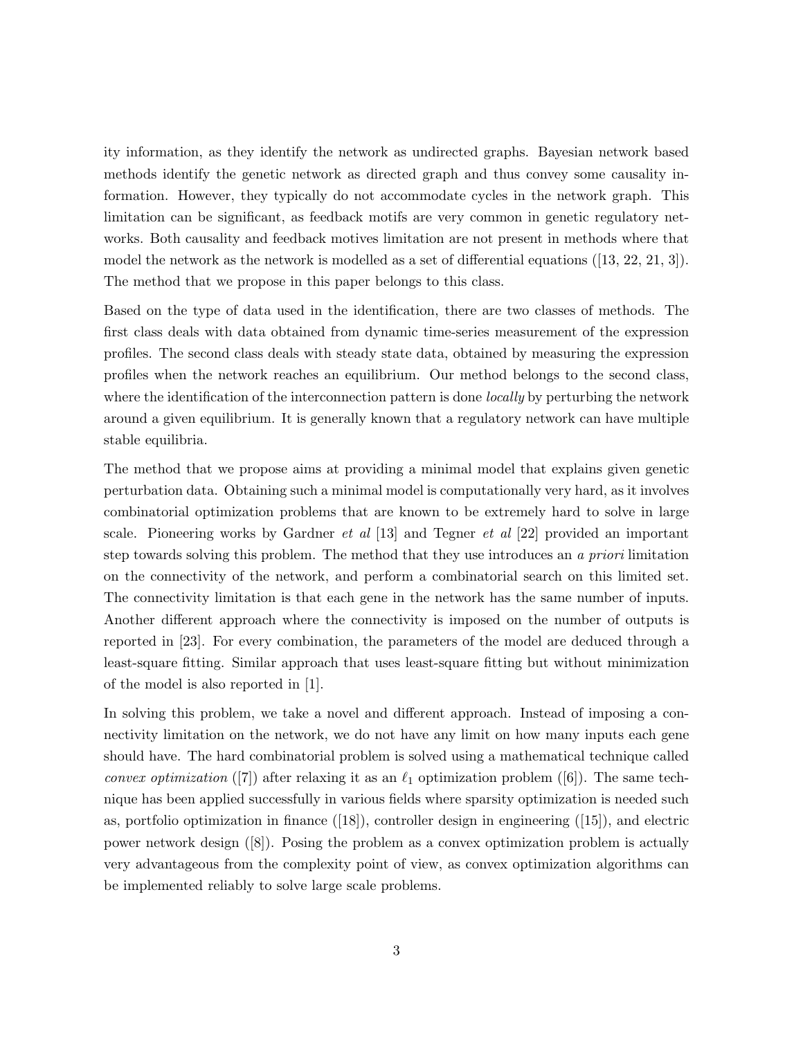ity information, as they identify the network as undirected graphs. Bayesian network based methods identify the genetic network as directed graph and thus convey some causality information. However, they typically do not accommodate cycles in the network graph. This limitation can be significant, as feedback motifs are very common in genetic regulatory networks. Both causality and feedback motives limitation are not present in methods where that model the network as the network is modelled as a set of differential equations ([13, 22, 21, 3]). The method that we propose in this paper belongs to this class.

Based on the type of data used in the identification, there are two classes of methods. The first class deals with data obtained from dynamic time-series measurement of the expression profiles. The second class deals with steady state data, obtained by measuring the expression profiles when the network reaches an equilibrium. Our method belongs to the second class, where the identification of the interconnection pattern is done *locally* by perturbing the network around a given equilibrium. It is generally known that a regulatory network can have multiple stable equilibria.

The method that we propose aims at providing a minimal model that explains given genetic perturbation data. Obtaining such a minimal model is computationally very hard, as it involves combinatorial optimization problems that are known to be extremely hard to solve in large scale. Pioneering works by Gardner *et al* [13] and Tegner *et al* [22] provided an important step towards solving this problem. The method that they use introduces an *a priori* limitation on the connectivity of the network, and perform a combinatorial search on this limited set. The connectivity limitation is that each gene in the network has the same number of inputs. Another different approach where the connectivity is imposed on the number of outputs is reported in [23]. For every combination, the parameters of the model are deduced through a least-square fitting. Similar approach that uses least-square fitting but without minimization of the model is also reported in [1].

In solving this problem, we take a novel and different approach. Instead of imposing a connectivity limitation on the network, we do not have any limit on how many inputs each gene should have. The hard combinatorial problem is solved using a mathematical technique called *convex optimization* ([7]) after relaxing it as an $\ell_1$ optimization problem ([6]). The same technique has been applied successfully in various fields where sparsity optimization is needed such as, portfolio optimization in finance ([18]), controller design in engineering ([15]), and electric power network design ([8]). Posing the problem as a convex optimization problem is actually very advantageous from the complexity point of view, as convex optimization algorithms can be implemented reliably to solve large scale problems.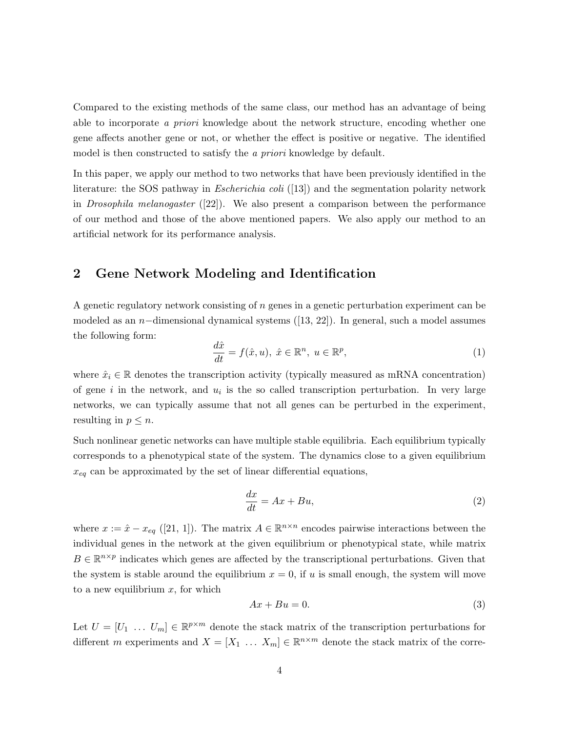Compared to the existing methods of the same class, our method has an advantage of being able to incorporate *a priori* knowledge about the network structure, encoding whether one gene affects another gene or not, or whether the effect is positive or negative. The identified model is then constructed to satisfy the *a priori* knowledge by default.

In this paper, we apply our method to two networks that have been previously identified in the literature: the SOS pathway in *Escherichia coli* ([13]) and the segmentation polarity network in *Drosophila melanogaster* ([22]). We also present a comparison between the performance of our method and those of the above mentioned papers. We also apply our method to an artificial network for its performance analysis.

## 2 Gene Network Modeling and Identification

A genetic regulatory network consisting of $n$ genes in a genetic perturbation experiment can be modeled as an $n-$dimensional dynamical systems ([13, 22]). In general, such a model assumes the following form:

$$\frac{d\hat{x}}{dt} = f(\hat{x}, u),\ \hat{x} \in \mathbb{R}^n,\ u \in \mathbb{R}^p, \tag{1}$$

where $\hat{x}_i \in \mathbb{R}$ denotes the transcription activity (typically measured as mRNA concentration) of gene $i$ in the network, and $u_i$ is the so called transcription perturbation. In very large networks, we can typically assume that not all genes can be perturbed in the experiment, resulting in $p \leq n$.

Such nonlinear genetic networks can have multiple stable equilibria. Each equilibrium typically corresponds to a phenotypical state of the system. The dynamics close to a given equilibrium $x_{eq}$ can be approximated by the set of linear differential equations,

$$\frac{dx}{dt} = Ax + Bu, \tag{2}$$

where $x := \hat{x} - x_{eq}$ ([21, 1]). The matrix $A \in \mathbb{R}^{n \times n}$ encodes pairwise interactions between the individual genes in the network at the given equilibrium or phenotypical state, while matrix $B \in \mathbb{R}^{n \times p}$ indicates which genes are affected by the transcriptional perturbations. Given that the system is stable around the equilibrium $x = 0$, if $u$ is small enough, the system will move to a new equilibrium $x$, for which

$$Ax + Bu = 0. \tag{3}$$

Let $U = [U_1\ \ldots\ U_m] \in \mathbb{R}^{p \times m}$ denote the stack matrix of the transcription perturbations for different $m$ experiments and $X = [X_1\ \ldots\ X_m] \in \mathbb{R}^{n \times m}$ denote the stack matrix of the corre-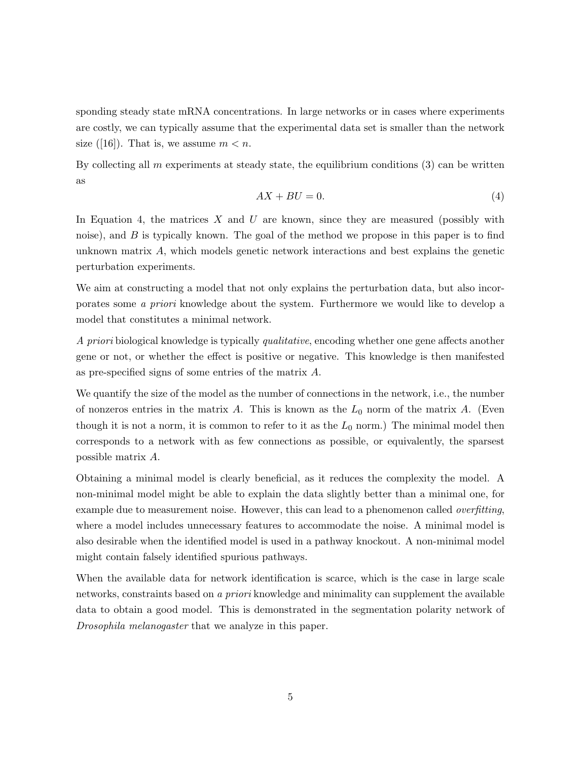sponding steady state mRNA concentrations. In large networks or in cases where experiments are costly, we can typically assume that the experimental data set is smaller than the network size ([16]). That is, we assume $m < n$.

By collecting all $m$ experiments at steady state, the equilibrium conditions (3) can be written as

$$AX + BU = 0. \tag{4}$$

In Equation 4, the matrices $X$ and $U$ are known, since they are measured (possibly with noise), and $B$ is typically known. The goal of the method we propose in this paper is to find unknown matrix $A$, which models genetic network interactions and best explains the genetic perturbation experiments.

We aim at constructing a model that not only explains the perturbation data, but also incorporates some *a priori* knowledge about the system. Furthermore we would like to develop a model that constitutes a minimal network.

*A priori* biological knowledge is typically *qualitative*, encoding whether one gene affects another gene or not, or whether the effect is positive or negative. This knowledge is then manifested as pre-specified signs of some entries of the matrix $A$.

We quantify the size of the model as the number of connections in the network, i.e., the number of nonzeros entries in the matrix $A$. This is known as the $L_0$ norm of the matrix $A$. (Even though it is not a norm, it is common to refer to it as the $L_0$ norm.) The minimal model then corresponds to a network with as few connections as possible, or equivalently, the sparsest possible matrix $A$.

Obtaining a minimal model is clearly beneficial, as it reduces the complexity the model. A non-minimal model might be able to explain the data slightly better than a minimal one, for example due to measurement noise. However, this can lead to a phenomenon called *overfitting*, where a model includes unnecessary features to accommodate the noise. A minimal model is also desirable when the identified model is used in a pathway knockout. A non-minimal model might contain falsely identified spurious pathways.

When the available data for network identification is scarce, which is the case in large scale networks, constraints based on *a priori* knowledge and minimality can supplement the available data to obtain a good model. This is demonstrated in the segmentation polarity network of *Drosophila melanogaster* that we analyze in this paper.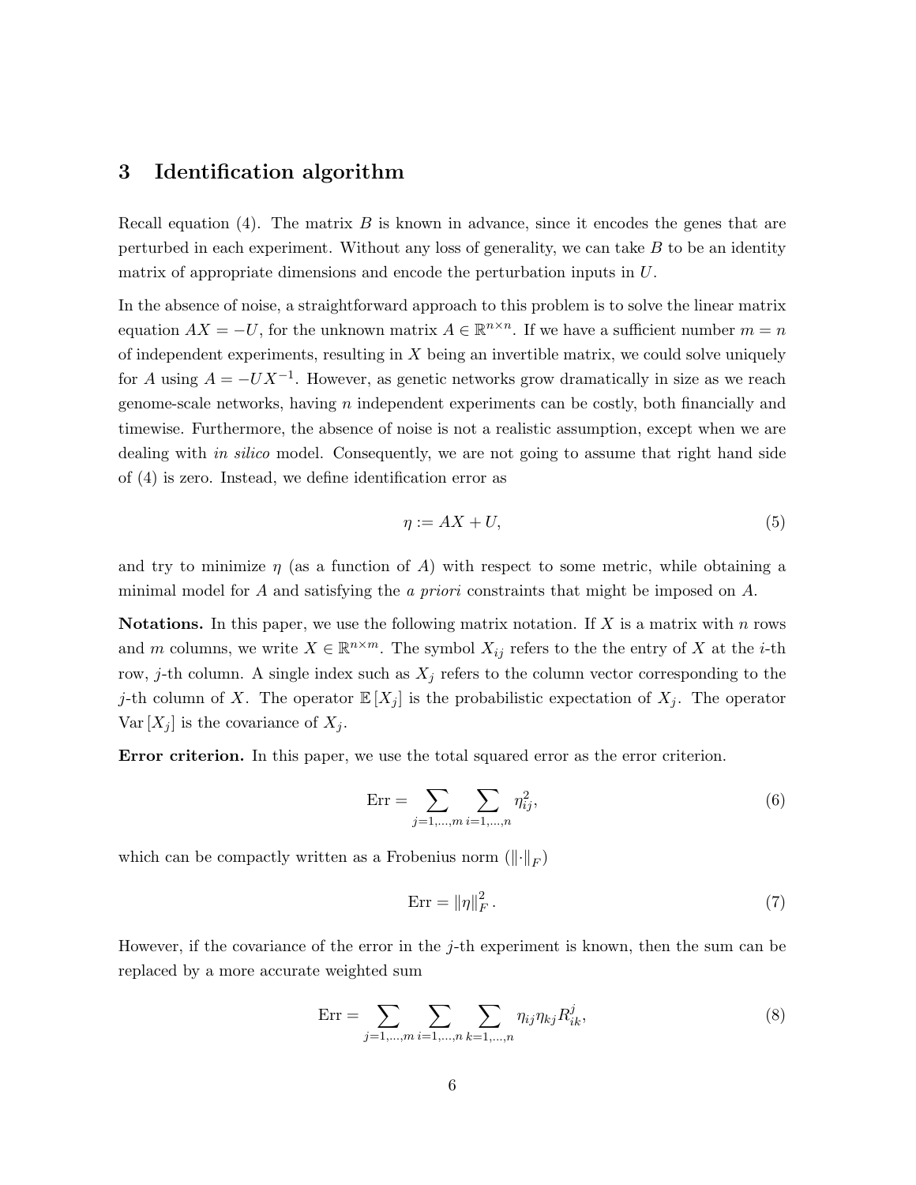## 3 Identification algorithm

Recall equation (4). The matrix $B$ is known in advance, since it encodes the genes that are perturbed in each experiment. Without any loss of generality, we can take $B$ to be an identity matrix of appropriate dimensions and encode the perturbation inputs in $U$.

In the absence of noise, a straightforward approach to this problem is to solve the linear matrix equation $AX = -U$, for the unknown matrix $A \in \mathbb{R}^{n \times n}$. If we have a sufficient number $m = n$ of independent experiments, resulting in $X$ being an invertible matrix, we could solve uniquely for $A$ using $A = -UX^{-1}$. However, as genetic networks grow dramatically in size as we reach genome-scale networks, having $n$ independent experiments can be costly, both financially and timewise. Furthermore, the absence of noise is not a realistic assumption, except when we are dealing with *in silico* model. Consequently, we are not going to assume that right hand side of (4) is zero. Instead, we define identification error as

$$\eta := AX + U, \tag{5}$$

and try to minimize $\eta$ (as a function of $A$) with respect to some metric, while obtaining a minimal model for $A$ and satisfying the *a priori* constraints that might be imposed on $A$.

**Notations.** In this paper, we use the following matrix notation. If $X$ is a matrix with $n$ rows and $m$ columns, we write $X \in \mathbb{R}^{n \times m}$. The symbol $X_{ij}$ refers to the the entry of $X$ at the $i$-th row, $j$-th column. A single index such as $X_j$ refers to the column vector corresponding to the $j$-th column of $X$. The operator $\mathbb{E}[X_j]$ is the probabilistic expectation of $X_j$. The operator $\mathrm{Var}[X_j]$ is the covariance of $X_j$.

**Error criterion.** In this paper, we use the total squared error as the error criterion.

$$\mathrm{Err} = \sum_{j=1,\ldots,m} \sum_{i=1,\ldots,n} \eta_{ij}^2, \tag{6}$$

which can be compactly written as a Frobenius norm ($\|\cdot\|_F$)

$$\mathrm{Err} = \|\eta\|_F^2 . \tag{7}$$

However, if the covariance of the error in the $j$-th experiment is known, then the sum can be replaced by a more accurate weighted sum

$$\mathrm{Err} = \sum_{j=1,\ldots,m} \sum_{i=1,\ldots,n} \sum_{k=1,\ldots,n} \eta_{ij} \eta_{kj} R_{ik}^j, \tag{8}$$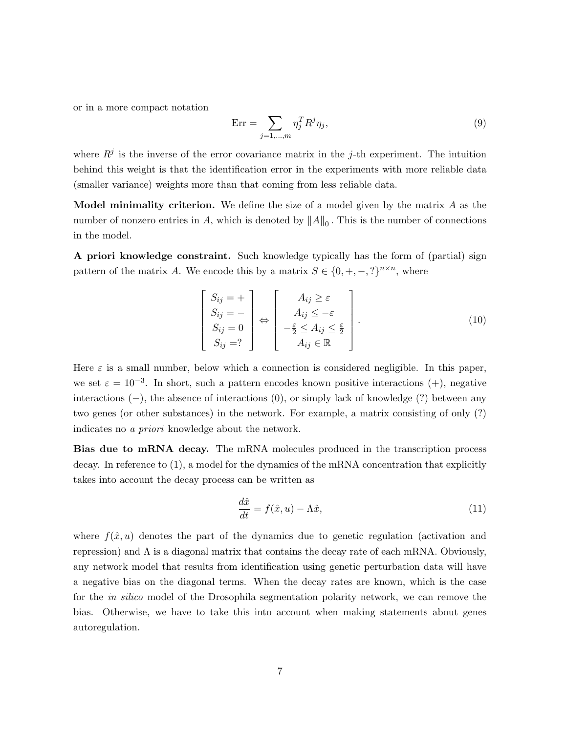or in a more compact notation

$$\text{Err} = \sum_{j=1,\ldots,m} \eta_j^T R^j \eta_j, \tag{9}$$

where $R^j$ is the inverse of the error covariance matrix in the $j$-th experiment. The intuition behind this weight is that the identification error in the experiments with more reliable data (smaller variance) weights more than that coming from less reliable data.

**Model minimality criterion.** We define the size of a model given by the matrix $A$ as the number of nonzero entries in $A$, which is denoted by $\|A\|_0$. This is the number of connections in the model.

**A priori knowledge constraint.** Such knowledge typically has the form of (partial) sign pattern of the matrix $A$. We encode this by a matrix $S \in \{0, +, -, ?\}^{n \times n}$, where

$$\begin{bmatrix} S_{ij} = + \\ S_{ij} = - \\ S_{ij} = 0 \\ S_{ij} = ? \end{bmatrix} \Leftrightarrow \begin{bmatrix} A_{ij} \geq \varepsilon \\ A_{ij} \leq -\varepsilon \\ -\frac{\varepsilon}{2} \leq A_{ij} \leq \frac{\varepsilon}{2} \\ A_{ij} \in \mathbb{R} \end{bmatrix}. \tag{10}$$

Here $\varepsilon$ is a small number, below which a connection is considered negligible. In this paper, we set $\varepsilon = 10^{-3}$. In short, such a pattern encodes known positive interactions (+), negative interactions (−), the absence of interactions (0), or simply lack of knowledge (?) between any two genes (or other substances) in the network. For example, a matrix consisting of only (?) indicates no *a priori* knowledge about the network.

**Bias due to mRNA decay.** The mRNA molecules produced in the transcription process decay. In reference to (1), a model for the dynamics of the mRNA concentration that explicitly takes into account the decay process can be written as

$$\frac{d\hat{x}}{dt} = f(\hat{x}, u) - \Lambda \hat{x}, \tag{11}$$

where $f(\hat{x}, u)$ denotes the part of the dynamics due to genetic regulation (activation and repression) and $\Lambda$ is a diagonal matrix that contains the decay rate of each mRNA. Obviously, any network model that results from identification using genetic perturbation data will have a negative bias on the diagonal terms. When the decay rates are known, which is the case for the *in silico* model of the Drosophila segmentation polarity network, we can remove the bias. Otherwise, we have to take this into account when making statements about genes autoregulation.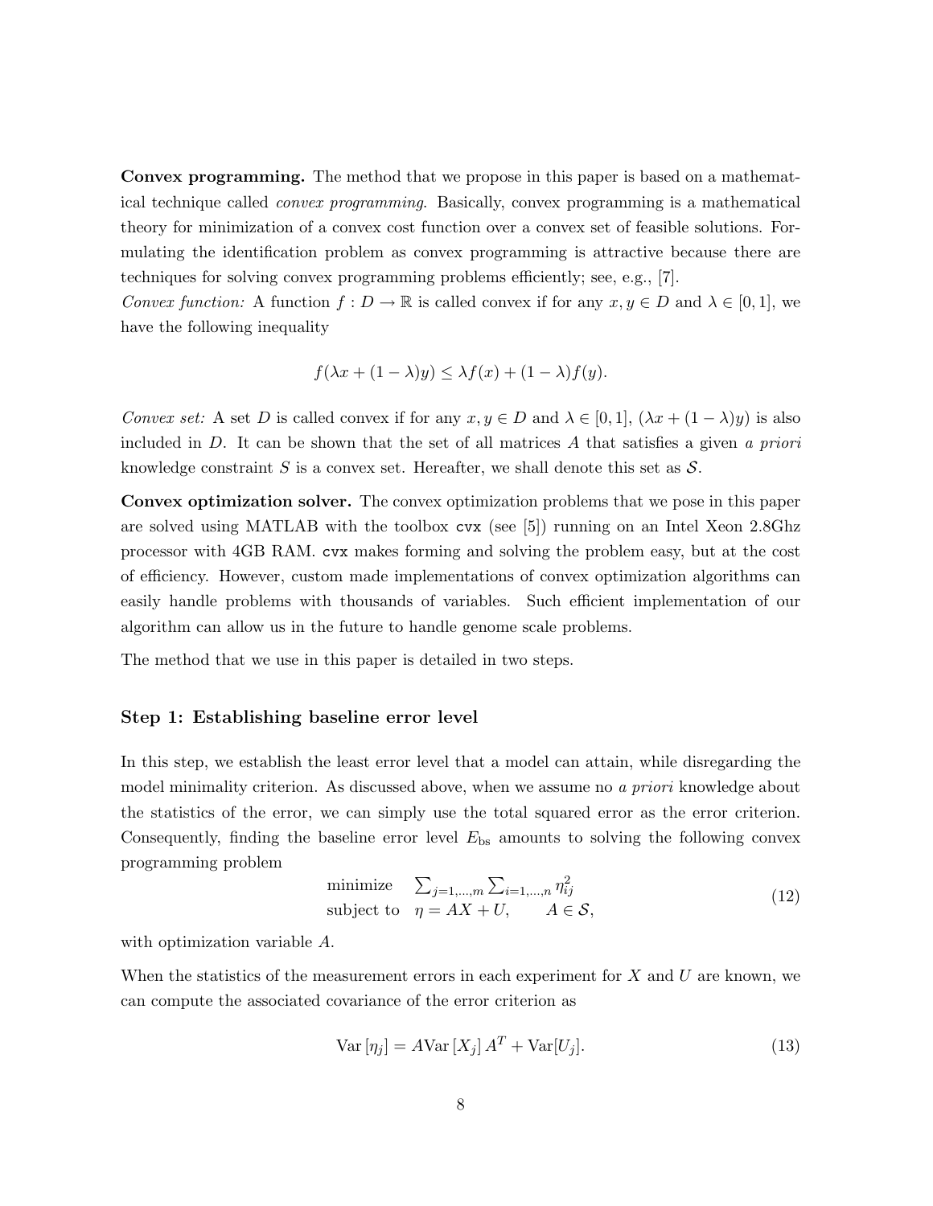**Convex programming.** The method that we propose in this paper is based on a mathematical technique called *convex programming*. Basically, convex programming is a mathematical theory for minimization of a convex cost function over a convex set of feasible solutions. Formulating the identification problem as convex programming is attractive because there are techniques for solving convex programming problems efficiently; see, e.g., [7].

*Convex function:* A function $f : D \rightarrow \mathbb{R}$ is called convex if for any $x, y \in D$ and $\lambda \in [0, 1]$, we have the following inequality

$$f(\lambda x + (1 - \lambda)y) \leq \lambda f(x) + (1 - \lambda)f(y).$$

*Convex set:* A set $D$ is called convex if for any $x, y \in D$ and $\lambda \in [0, 1]$, $(\lambda x + (1 - \lambda)y)$ is also included in $D$. It can be shown that the set of all matrices $A$ that satisfies a given *a priori* knowledge constraint $S$ is a convex set. Hereafter, we shall denote this set as $\mathcal{S}$.

**Convex optimization solver.** The convex optimization problems that we pose in this paper are solved using MATLAB with the toolbox `cvx` (see [5]) running on an Intel Xeon 2.8Ghz processor with 4GB RAM. `cvx` makes forming and solving the problem easy, but at the cost of efficiency. However, custom made implementations of convex optimization algorithms can easily handle problems with thousands of variables. Such efficient implementation of our algorithm can allow us in the future to handle genome scale problems.

The method that we use in this paper is detailed in two steps.

### Step 1: Establishing baseline error level

In this step, we establish the least error level that a model can attain, while disregarding the model minimality criterion. As discussed above, when we assume no *a priori* knowledge about the statistics of the error, we can simply use the total squared error as the error criterion. Consequently, finding the baseline error level $E_{\text{bs}}$ amounts to solving the following convex programming problem

$$\begin{array}{ll} \text{minimize} & \sum_{j=1,\ldots,m} \sum_{i=1,\ldots,n} \eta_{ij}^2 \\ \text{subject to} & \eta = AX + U, \qquad A \in \mathcal{S}, \end{array} \tag{12}$$

with optimization variable $A$.

When the statistics of the measurement errors in each experiment for $X$ and $U$ are known, we can compute the associated covariance of the error criterion as

$$\text{Var}\left[\eta_j\right] = A\text{Var}\left[X_j\right] A^T + \text{Var}[U_j]. \tag{13}$$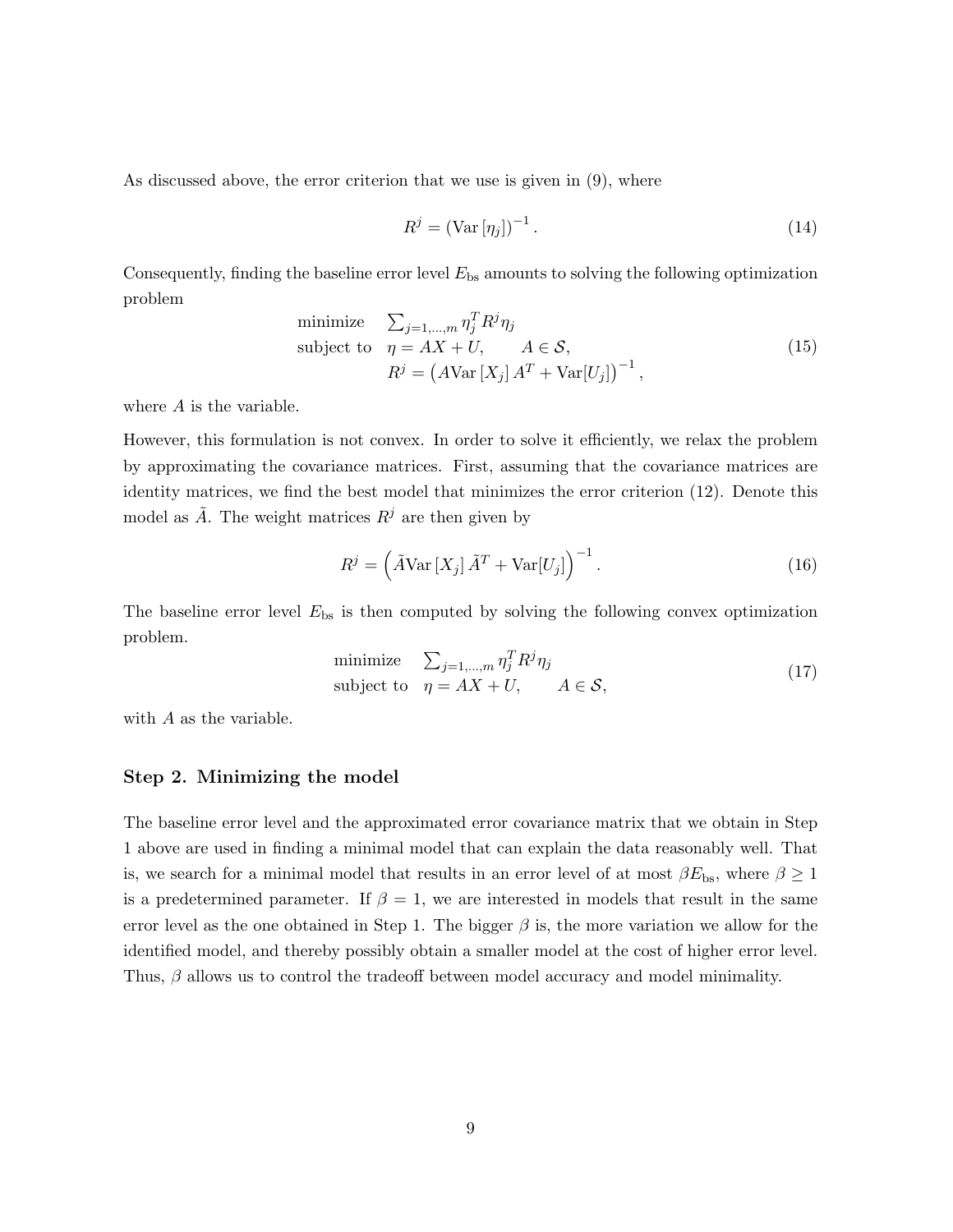As discussed above, the error criterion that we use is given in (9), where

$$R^j = (\mathrm{Var}[\eta_j])^{-1}. \tag{14}$$

Consequently, finding the baseline error level $E_{\mathrm{bs}}$ amounts to solving the following optimization problem

$$\begin{array}{ll} \text{minimize} & \sum_{j=1,\dots,m} \eta_j^T R^j \eta_j \\ \text{subject to} & \eta = AX + U, \qquad A \in \mathcal{S}, \\ & R^j = \left(A\mathrm{Var}[X_j] A^T + \mathrm{Var}[U_j]\right)^{-1}, \end{array} \tag{15}$$

where $A$ is the variable.

However, this formulation is not convex. In order to solve it efficiently, we relax the problem by approximating the covariance matrices. First, assuming that the covariance matrices are identity matrices, we find the best model that minimizes the error criterion (12). Denote this model as $\tilde{A}$. The weight matrices $R^j$ are then given by

$$R^j = \left(\tilde{A}\mathrm{Var}[X_j]\tilde{A}^T + \mathrm{Var}[U_j]\right)^{-1}. \tag{16}$$

The baseline error level $E_{\mathrm{bs}}$ is then computed by solving the following convex optimization problem.

$$\begin{array}{ll} \text{minimize} & \sum_{j=1,\dots,m} \eta_j^T R^j \eta_j \\ \text{subject to} & \eta = AX + U, \qquad A \in \mathcal{S}, \end{array} \tag{17}$$

with $A$ as the variable.

### Step 2. Minimizing the model

The baseline error level and the approximated error covariance matrix that we obtain in Step 1 above are used in finding a minimal model that can explain the data reasonably well. That is, we search for a minimal model that results in an error level of at most $\beta E_{\mathrm{bs}}$, where $\beta \geq 1$ is a predetermined parameter. If $\beta = 1$, we are interested in models that result in the same error level as the one obtained in Step 1. The bigger $\beta$ is, the more variation we allow for the identified model, and thereby possibly obtain a smaller model at the cost of higher error level. Thus, $\beta$ allows us to control the tradeoff between model accuracy and model minimality.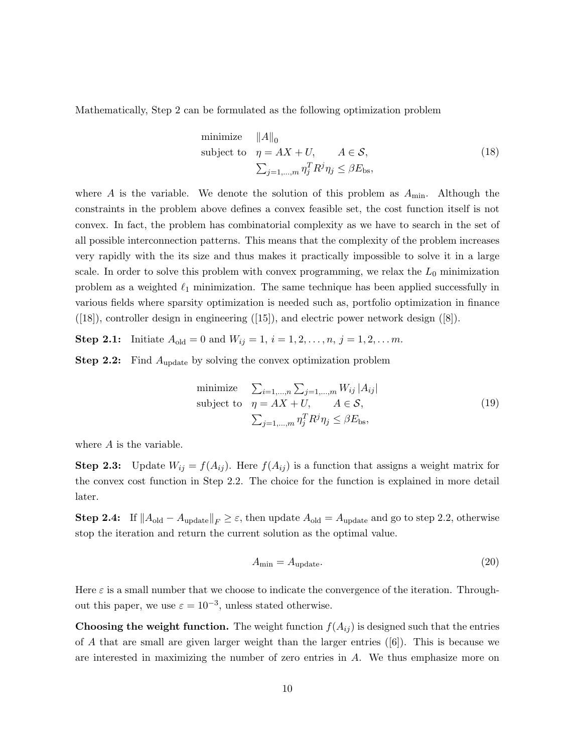Mathematically, Step 2 can be formulated as the following optimization problem

$$
\begin{array}{ll}
\text{minimize} & \|A\|_0 \\
\text{subject to} & \eta = AX + U, \qquad A \in \mathcal{S}, \\
& \sum_{j=1,\ldots,m} \eta_j^T R^j \eta_j \leq \beta E_{\text{bs}},
\end{array} \tag{18}
$$

where $A$ is the variable. We denote the solution of this problem as $A_{\min}$. Although the constraints in the problem above defines a convex feasible set, the cost function itself is not convex. In fact, the problem has combinatorial complexity as we have to search in the set of all possible interconnection patterns. This means that the complexity of the problem increases very rapidly with the its size and thus makes it practically impossible to solve it in a large scale. In order to solve this problem with convex programming, we relax the $L_0$ minimization problem as a weighted $\ell_1$ minimization. The same technique has been applied successfully in various fields where sparsity optimization is needed such as, portfolio optimization in finance ([18]), controller design in engineering ([15]), and electric power network design ([8]).

**Step 2.1:** Initiate $A_{\text{old}} = 0$ and $W_{ij} = 1$, $i = 1, 2, \ldots, n$, $j = 1, 2, \ldots m$.

**Step 2.2:** Find $A_{\text{update}}$ by solving the convex optimization problem

$$
\begin{array}{ll}
\text{minimize} & \sum_{i=1,\ldots,n} \sum_{j=1,\ldots,m} W_{ij} \, |A_{ij}| \\
\text{subject to} & \eta = AX + U, \qquad A \in \mathcal{S}, \\
& \sum_{j=1,\ldots,m} \eta_j^T R^j \eta_j \leq \beta E_{\text{bs}},
\end{array} \tag{19}
$$

where $A$ is the variable.

**Step 2.3:** Update $W_{ij} = f(A_{ij})$. Here $f(A_{ij})$ is a function that assigns a weight matrix for the convex cost function in Step 2.2. The choice for the function is explained in more detail later.

**Step 2.4:** If $\|A_{\text{old}} - A_{\text{update}}\|_F \geq \varepsilon$, then update $A_{\text{old}} = A_{\text{update}}$ and go to step 2.2, otherwise stop the iteration and return the current solution as the optimal value.

$$
A_{\min} = A_{\text{update}}. \tag{20}
$$

Here $\varepsilon$ is a small number that we choose to indicate the convergence of the iteration. Throughout this paper, we use $\varepsilon = 10^{-3}$, unless stated otherwise.

**Choosing the weight function.** The weight function $f(A_{ij})$ is designed such that the entries of $A$ that are small are given larger weight than the larger entries ([6]). This is because we are interested in maximizing the number of zero entries in $A$. We thus emphasize more on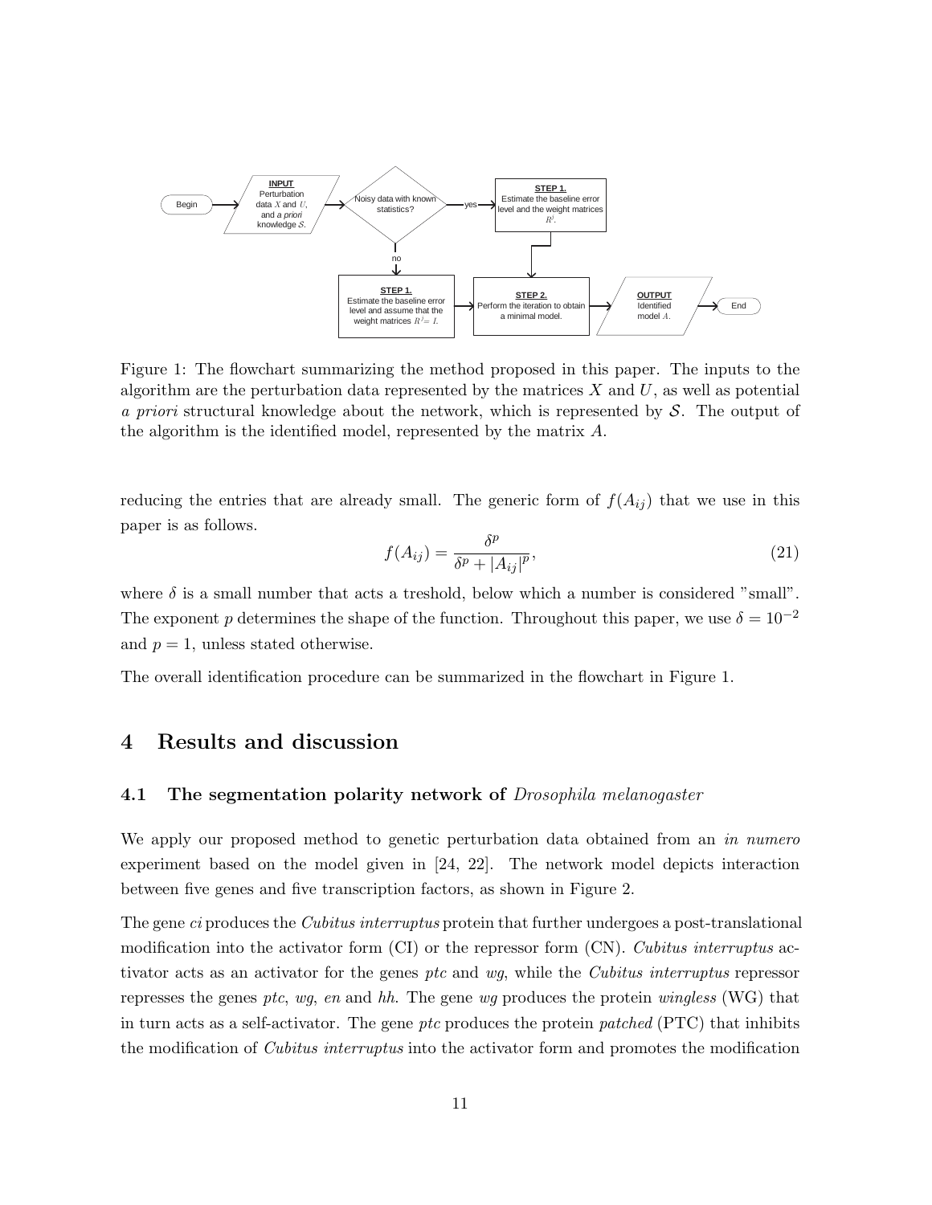Figure 1: The flowchart summarizing the method proposed in this paper. The inputs to the algorithm are the perturbation data represented by the matrices $X$ and $U$, as well as potential *a priori* structural knowledge about the network, which is represented by $\mathcal{S}$. The output of the algorithm is the identified model, represented by the matrix $A$.

reducing the entries that are already small. The generic form of $f(A_{ij})$ that we use in this paper is as follows.

$$f(A_{ij}) = \frac{\delta^p}{\delta^p + |A_{ij}|^p}, \tag{21}$$

where $\delta$ is a small number that acts a treshold, below which a number is considered "small". The exponent $p$ determines the shape of the function. Throughout this paper, we use $\delta = 10^{-2}$ and $p = 1$, unless stated otherwise.

The overall identification procedure can be summarized in the flowchart in Figure 1.

# 4 Results and discussion

## 4.1 The segmentation polarity network of *Drosophila melanogaster*

We apply our proposed method to genetic perturbation data obtained from an *in numero* experiment based on the model given in [24, 22]. The network model depicts interaction between five genes and five transcription factors, as shown in Figure 2.

The gene *ci* produces the *Cubitus interruptus* protein that further undergoes a post-translational modification into the activator form (CI) or the repressor form (CN). *Cubitus interruptus* activator acts as an activator for the genes *ptc* and *wg*, while the *Cubitus interruptus* repressor represses the genes *ptc*, *wg*, *en* and *hh*. The gene *wg* produces the protein *wingless* (WG) that in turn acts as a self-activator. The gene *ptc* produces the protein *patched* (PTC) that inhibits the modification of *Cubitus interruptus* into the activator form and promotes the modification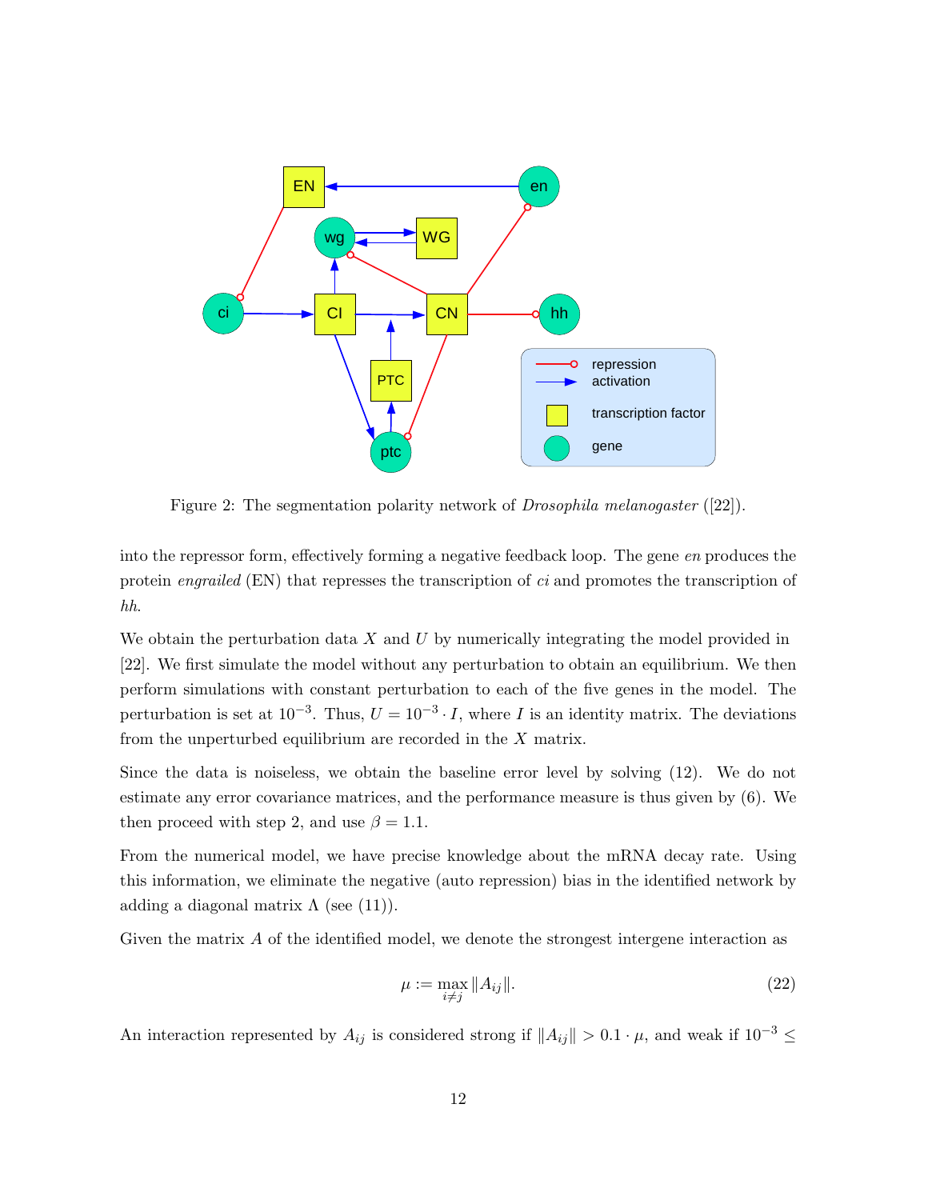Figure 2: The segmentation polarity network of *Drosophila melanogaster* ([22]).

into the repressor form, effectively forming a negative feedback loop. The gene *en* produces the protein *engrailed* (EN) that represses the transcription of *ci* and promotes the transcription of *hh*.

We obtain the perturbation data $X$ and $U$ by numerically integrating the model provided in [22]. We first simulate the model without any perturbation to obtain an equilibrium. We then perform simulations with constant perturbation to each of the five genes in the model. The perturbation is set at $10^{-3}$. Thus, $U = 10^{-3} \cdot I$, where $I$ is an identity matrix. The deviations from the unperturbed equilibrium are recorded in the $X$ matrix.

Since the data is noiseless, we obtain the baseline error level by solving (12). We do not estimate any error covariance matrices, and the performance measure is thus given by (6). We then proceed with step 2, and use $\beta = 1.1$.

From the numerical model, we have precise knowledge about the mRNA decay rate. Using this information, we eliminate the negative (auto repression) bias in the identified network by adding a diagonal matrix $\Lambda$ (see (11)).

Given the matrix $A$ of the identified model, we denote the strongest intergene interaction as

$$\mu := \max_{i \neq j} \|A_{ij}\|. \tag{22}$$

An interaction represented by $A_{ij}$ is considered strong if $\|A_{ij}\| > 0.1 \cdot \mu$, and weak if $10^{-3} \leq$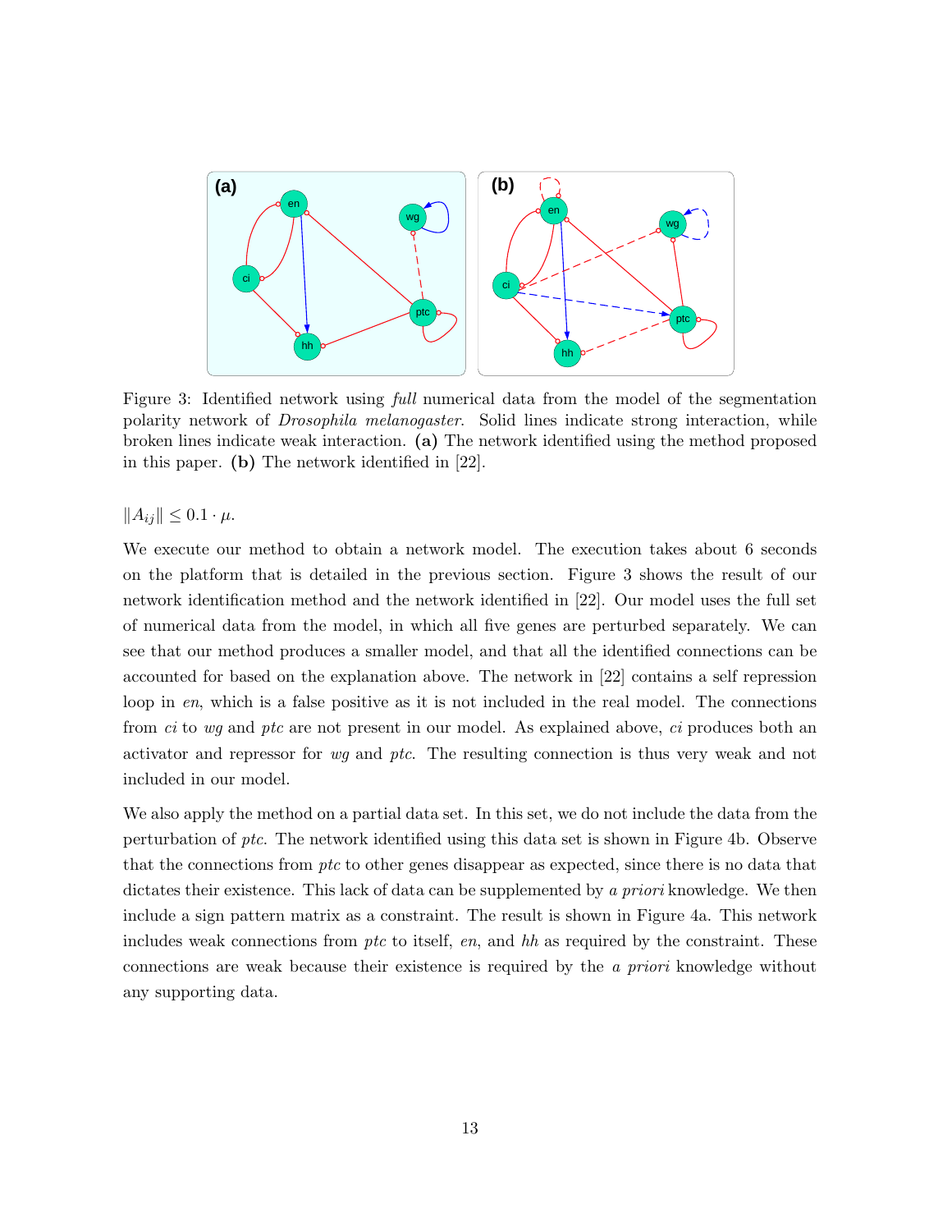Figure 3: Identified network using *full* numerical data from the model of the segmentation polarity network of *Drosophila melanogaster*. Solid lines indicate strong interaction, while broken lines indicate weak interaction. **(a)** The network identified using the method proposed in this paper. **(b)** The network identified in [22].

$\|A_{ij}\| \leq 0.1 \cdot \mu$.

We execute our method to obtain a network model. The execution takes about 6 seconds on the platform that is detailed in the previous section. Figure 3 shows the result of our network identification method and the network identified in [22]. Our model uses the full set of numerical data from the model, in which all five genes are perturbed separately. We can see that our method produces a smaller model, and that all the identified connections can be accounted for based on the explanation above. The network in [22] contains a self repression loop in *en*, which is a false positive as it is not included in the real model. The connections from *ci* to *wg* and *ptc* are not present in our model. As explained above, *ci* produces both an activator and repressor for *wg* and *ptc*. The resulting connection is thus very weak and not included in our model.

We also apply the method on a partial data set. In this set, we do not include the data from the perturbation of *ptc*. The network identified using this data set is shown in Figure 4b. Observe that the connections from *ptc* to other genes disappear as expected, since there is no data that dictates their existence. This lack of data can be supplemented by *a priori* knowledge. We then include a sign pattern matrix as a constraint. The result is shown in Figure 4a. This network includes weak connections from *ptc* to itself, *en*, and *hh* as required by the constraint. These connections are weak because their existence is required by the *a priori* knowledge without any supporting data.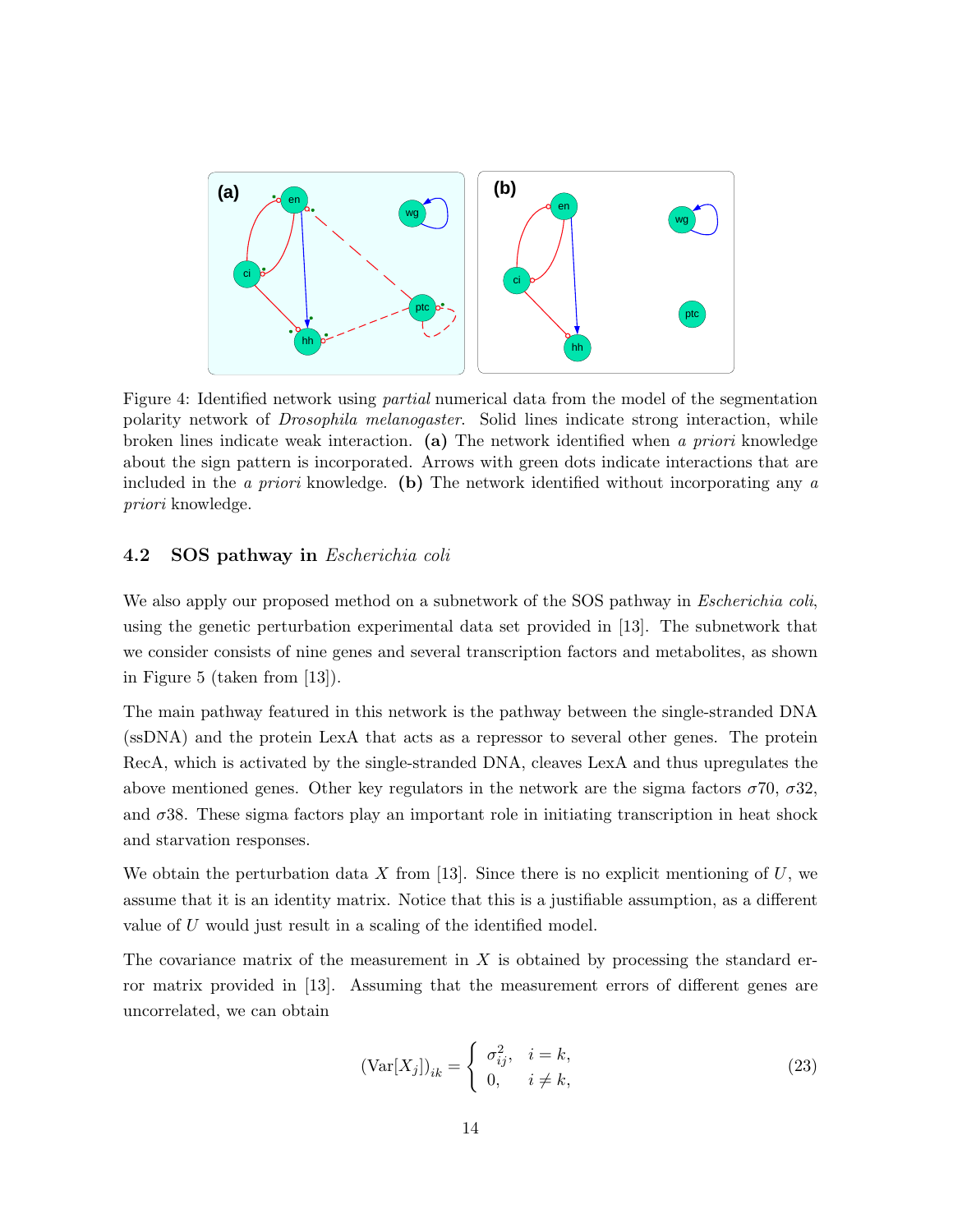Figure 4: Identified network using *partial* numerical data from the model of the segmentation polarity network of *Drosophila melanogaster*. Solid lines indicate strong interaction, while broken lines indicate weak interaction. **(a)** The network identified when *a priori* knowledge about the sign pattern is incorporated. Arrows with green dots indicate interactions that are included in the *a priori* knowledge. **(b)** The network identified without incorporating any *a priori* knowledge.

### 4.2 SOS pathway in *Escherichia coli*

We also apply our proposed method on a subnetwork of the SOS pathway in *Escherichia coli*, using the genetic perturbation experimental data set provided in [13]. The subnetwork that we consider consists of nine genes and several transcription factors and metabolites, as shown in Figure 5 (taken from [13]).

The main pathway featured in this network is the pathway between the single-stranded DNA (ssDNA) and the protein LexA that acts as a repressor to several other genes. The protein RecA, which is activated by the single-stranded DNA, cleaves LexA and thus upregulates the above mentioned genes. Other key regulators in the network are the sigma factors $\sigma 70$, $\sigma 32$, and $\sigma 38$. These sigma factors play an important role in initiating transcription in heat shock and starvation responses.

We obtain the perturbation data $X$ from [13]. Since there is no explicit mentioning of $U$, we assume that it is an identity matrix. Notice that this is a justifiable assumption, as a different value of $U$ would just result in a scaling of the identified model.

The covariance matrix of the measurement in $X$ is obtained by processing the standard error matrix provided in [13]. Assuming that the measurement errors of different genes are uncorrelated, we can obtain

$$(\mathrm{Var}[X_j])_{ik} = \begin{cases} \sigma_{ij}^2, & i = k, \\ 0, & i \neq k, \end{cases} \tag{23}$$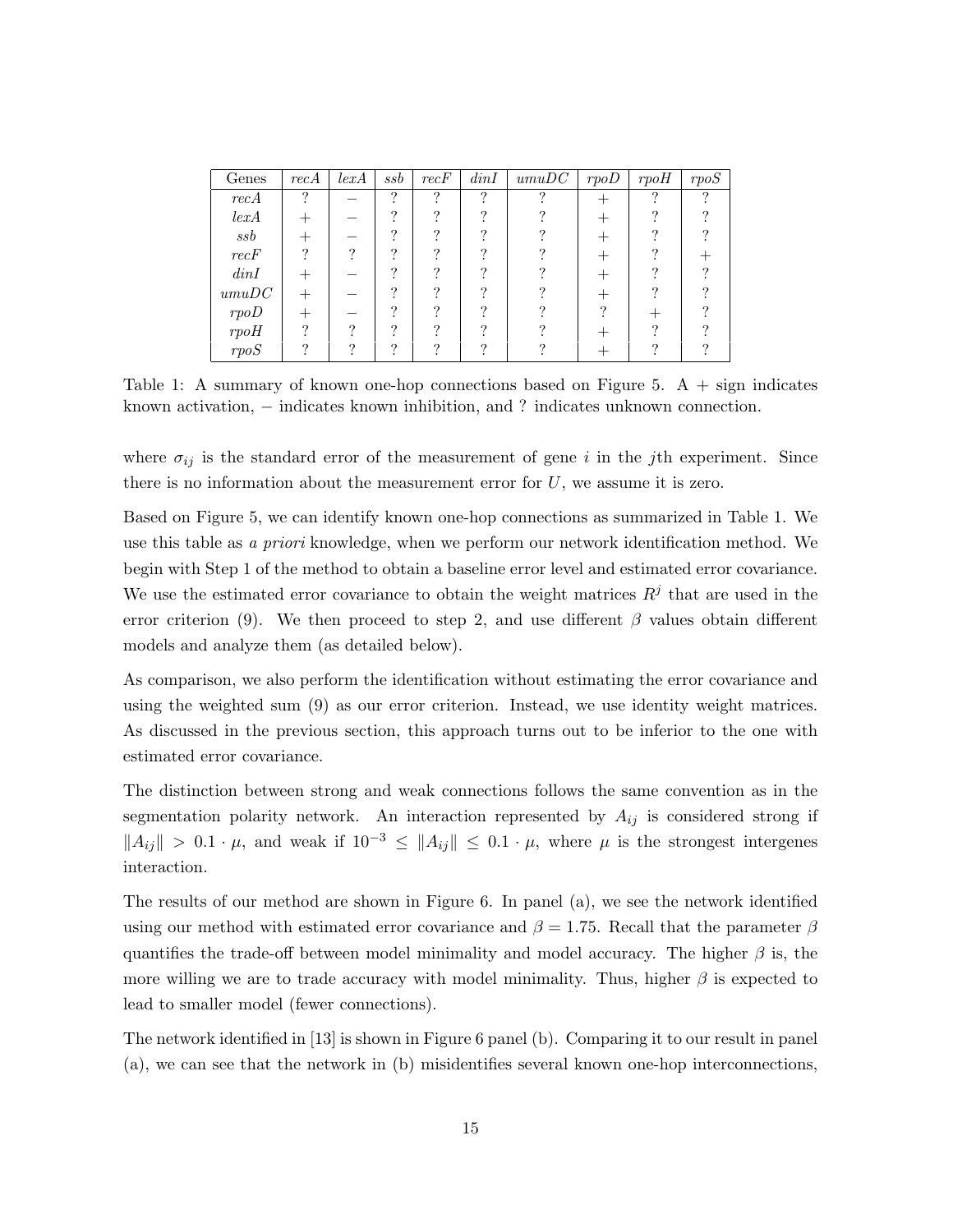| Genes | *recA* | *lexA* | *ssb* | *recF* | *dinI* | *umuDC* | *rpoD* | *rpoH* | *rpoS* |
|---|---|---|---|---|---|---|---|---|---|
| *recA* | ? | − | ? | ? | ? | ? | + | ? | ? |
| *lexA* | + | − | ? | ? | ? | ? | + | ? | ? |
| *ssb* | + | − | ? | ? | ? | ? | + | ? | ? |
| *recF* | ? | ? | ? | ? | ? | ? | + | ? | + |
| *dinI* | + | − | ? | ? | ? | ? | + | ? | ? |
| *umuDC* | + | − | ? | ? | ? | ? | + | ? | ? |
| *rpoD* | + | − | ? | ? | ? | ? | ? | + | ? |
| *rpoH* | ? | ? | ? | ? | ? | ? | + | ? | ? |
| *rpoS* | ? | ? | ? | ? | ? | ? | + | ? | ? |

Table 1: A summary of known one-hop connections based on Figure 5. A + sign indicates known activation, − indicates known inhibition, and ? indicates unknown connection.

where $\sigma_{ij}$ is the standard error of the measurement of gene $i$ in the $j$th experiment. Since there is no information about the measurement error for $U$, we assume it is zero.

Based on Figure 5, we can identify known one-hop connections as summarized in Table 1. We use this table as *a priori* knowledge, when we perform our network identification method. We begin with Step 1 of the method to obtain a baseline error level and estimated error covariance. We use the estimated error covariance to obtain the weight matrices $R^j$ that are used in the error criterion (9). We then proceed to step 2, and use different $\beta$ values obtain different models and analyze them (as detailed below).

As comparison, we also perform the identification without estimating the error covariance and using the weighted sum (9) as our error criterion. Instead, we use identity weight matrices. As discussed in the previous section, this approach turns out to be inferior to the one with estimated error covariance.

The distinction between strong and weak connections follows the same convention as in the segmentation polarity network. An interaction represented by $A_{ij}$ is considered strong if $\|A_{ij}\| > 0.1 \cdot \mu$, and weak if $10^{-3} \leq \|A_{ij}\| \leq 0.1 \cdot \mu$, where $\mu$ is the strongest intergenes interaction.

The results of our method are shown in Figure 6. In panel (a), we see the network identified using our method with estimated error covariance and $\beta = 1.75$. Recall that the parameter $\beta$ quantifies the trade-off between model minimality and model accuracy. The higher $\beta$ is, the more willing we are to trade accuracy with model minimality. Thus, higher $\beta$ is expected to lead to smaller model (fewer connections).

The network identified in [13] is shown in Figure 6 panel (b). Comparing it to our result in panel (a), we can see that the network in (b) misidentifies several known one-hop interconnections,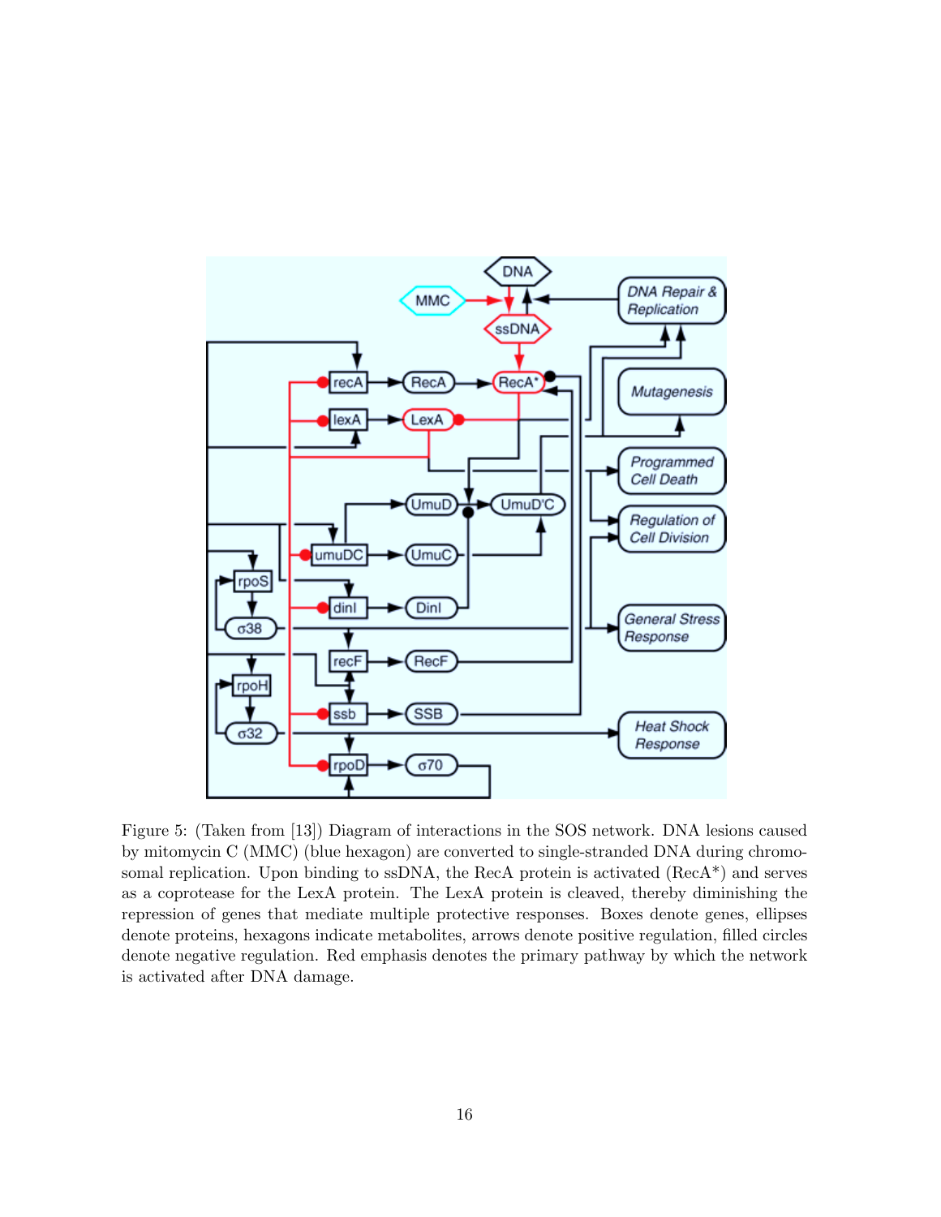Figure 5: (Taken from [13]) Diagram of interactions in the SOS network. DNA lesions caused by mitomycin C (MMC) (blue hexagon) are converted to single-stranded DNA during chromosomal replication. Upon binding to ssDNA, the RecA protein is activated (RecA*) and serves as a coprotease for the LexA protein. The LexA protein is cleaved, thereby diminishing the repression of genes that mediate multiple protective responses. Boxes denote genes, ellipses denote proteins, hexagons indicate metabolites, arrows denote positive regulation, filled circles denote negative regulation. Red emphasis denotes the primary pathway by which the network is activated after DNA damage.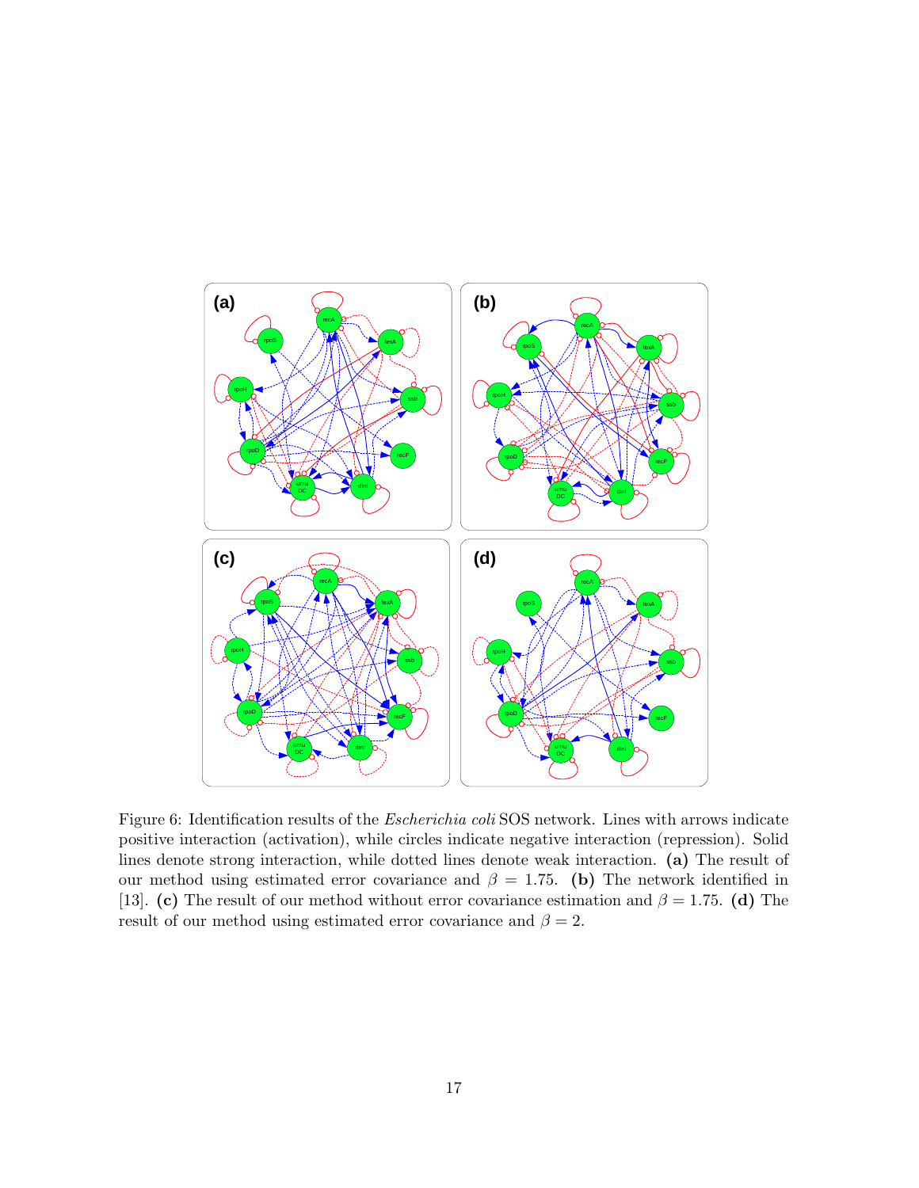Figure 6: Identification results of the *Escherichia coli* SOS network. Lines with arrows indicate positive interaction (activation), while circles indicate negative interaction (repression). Solid lines denote strong interaction, while dotted lines denote weak interaction. **(a)** The result of our method using estimated error covariance and $\beta = 1.75$. **(b)** The network identified in [13]. **(c)** The result of our method without error covariance estimation and $\beta = 1.75$. **(d)** The result of our method using estimated error covariance and $\beta = 2$.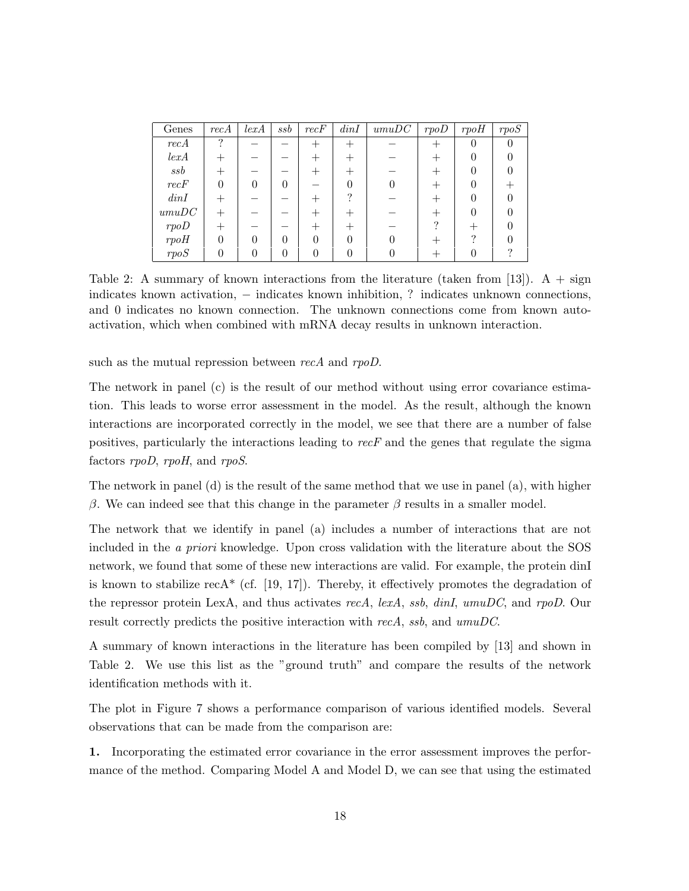| Genes | *recA* | *lexA* | *ssb* | *recF* | *dinI* | *umuDC* | *rpoD* | *rpoH* | *rpoS* |
|---|---|---|---|---|---|---|---|---|---|
| *recA* | ? | − | − | + | + | − | + | 0 | 0 |
| *lexA* | + | − | − | + | + | − | + | 0 | 0 |
| *ssb* | + | − | − | + | + | − | + | 0 | 0 |
| *recF* | 0 | 0 | 0 | − | 0 | 0 | + | 0 | + |
| *dinI* | + | − | − | + | ? | − | + | 0 | 0 |
| *umuDC* | + | − | − | + | + | − | + | 0 | 0 |
| *rpoD* | + | − | − | + | + | − | ? | + | 0 |
| *rpoH* | 0 | 0 | 0 | 0 | 0 | 0 | + | ? | 0 |
| *rpoS* | 0 | 0 | 0 | 0 | 0 | 0 | + | 0 | ? |

Table 2: A summary of known interactions from the literature (taken from [13]). A + sign indicates known activation, − indicates known inhibition, ? indicates unknown connections, and 0 indicates no known connection. The unknown connections come from known auto-activation, which when combined with mRNA decay results in unknown interaction.

such as the mutual repression between *recA* and *rpoD*.

The network in panel (c) is the result of our method without using error covariance estimation. This leads to worse error assessment in the model. As the result, although the known interactions are incorporated correctly in the model, we see that there are a number of false positives, particularly the interactions leading to *recF* and the genes that regulate the sigma factors *rpoD*, *rpoH*, and *rpoS*.

The network in panel (d) is the result of the same method that we use in panel (a), with higher $\beta$. We can indeed see that this change in the parameter $\beta$ results in a smaller model.

The network that we identify in panel (a) includes a number of interactions that are not included in the *a priori* knowledge. Upon cross validation with the literature about the SOS network, we found that some of these new interactions are valid. For example, the protein dinI is known to stabilize recA* (cf. [19, 17]). Thereby, it effectively promotes the degradation of the repressor protein LexA, and thus activates *recA*, *lexA*, *ssb*, *dinI*, *umuDC*, and *rpoD*. Our result correctly predicts the positive interaction with *recA*, *ssb*, and *umuDC*.

A summary of known interactions in the literature has been compiled by [13] and shown in Table 2. We use this list as the "ground truth" and compare the results of the network identification methods with it.

The plot in Figure 7 shows a performance comparison of various identified models. Several observations that can be made from the comparison are:

**1.** Incorporating the estimated error covariance in the error assessment improves the performance of the method. Comparing Model A and Model D, we can see that using the estimated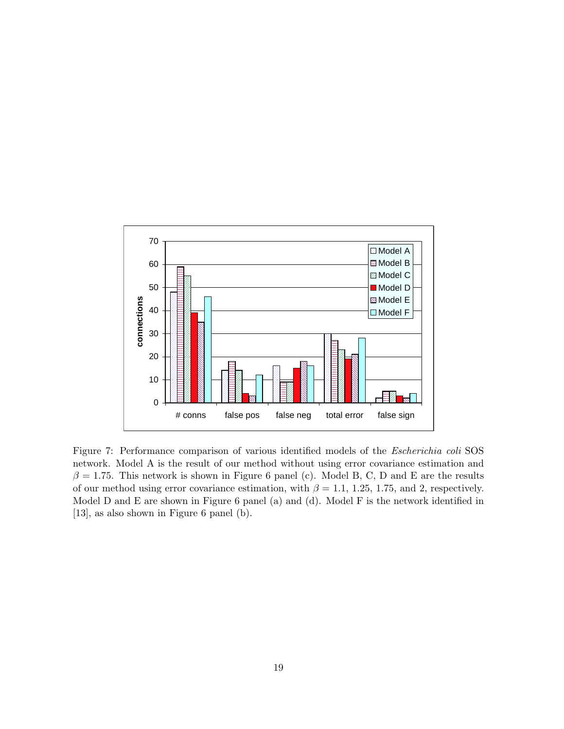Figure 7: Performance comparison of various identified models of the *Escherichia coli* SOS network. Model A is the result of our method without using error covariance estimation and $\beta = 1.75$. This network is shown in Figure 6 panel (c). Model B, C, D and E are the results of our method using error covariance estimation, with $\beta = 1.1$, 1.25, 1.75, and 2, respectively. Model D and E are shown in Figure 6 panel (a) and (d). Model F is the network identified in [13], as also shown in Figure 6 panel (b).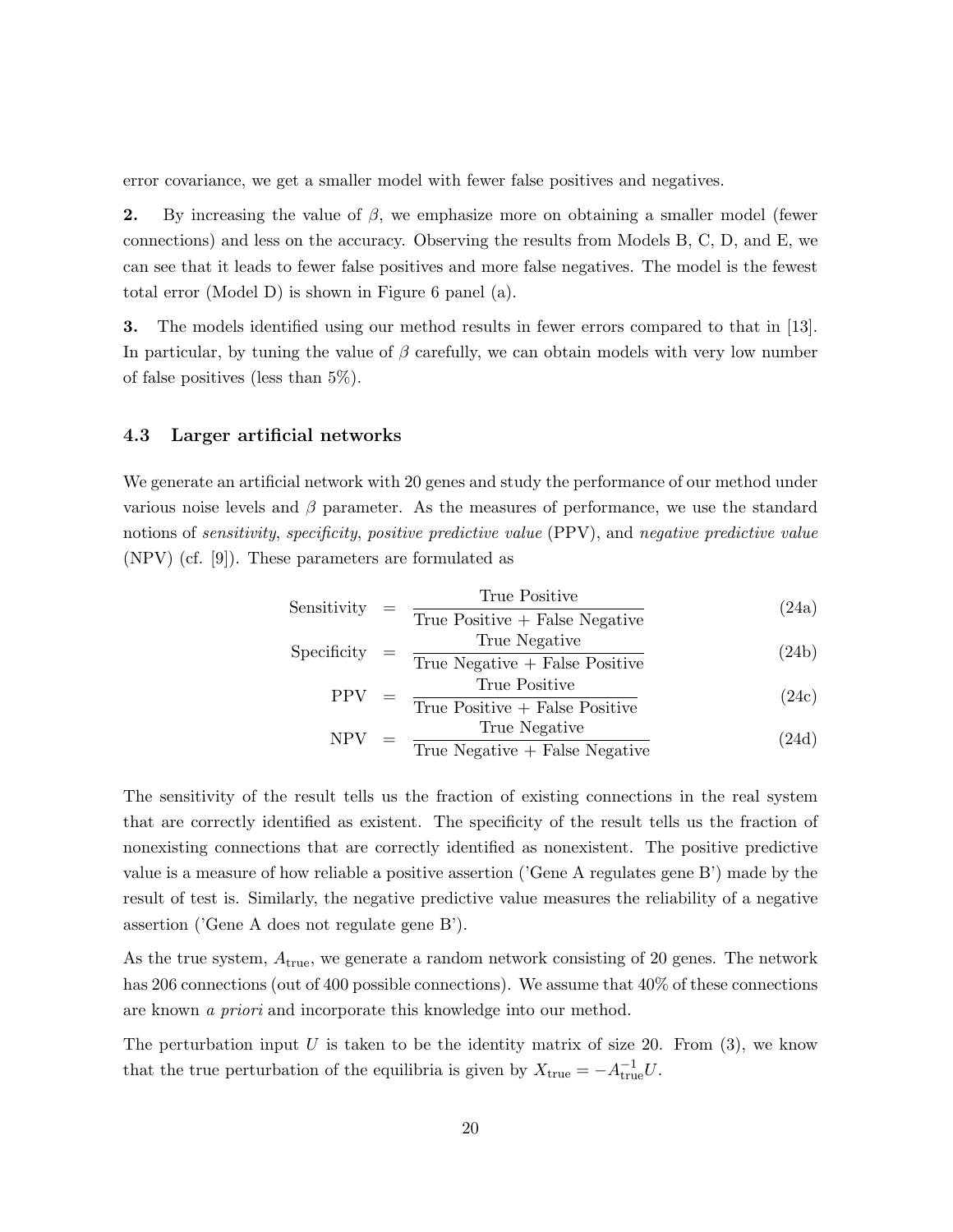error covariance, we get a smaller model with fewer false positives and negatives.

**2.** By increasing the value of $\beta$, we emphasize more on obtaining a smaller model (fewer connections) and less on the accuracy. Observing the results from Models B, C, D, and E, we can see that it leads to fewer false positives and more false negatives. The model is the fewest total error (Model D) is shown in Figure 6 panel (a).

**3.** The models identified using our method results in fewer errors compared to that in [13]. In particular, by tuning the value of $\beta$ carefully, we can obtain models with very low number of false positives (less than 5%).

### 4.3 Larger artificial networks

We generate an artificial network with 20 genes and study the performance of our method under various noise levels and $\beta$ parameter. As the measures of performance, we use the standard notions of *sensitivity*, *specificity*, *positive predictive value* (PPV), and *negative predictive value* (NPV) (cf. [9]). These parameters are formulated as

$$\text{Sensitivity} = \frac{\text{True Positive}}{\text{True Positive} + \text{False Negative}} \tag{24a}$$

$$\text{Specificity} = \frac{\text{True Negative}}{\text{True Negative} + \text{False Positive}} \tag{24b}$$

$$\text{PPV} = \frac{\text{True Positive}}{\text{True Positive} + \text{False Positive}} \tag{24c}$$

$$\text{NPV} = \frac{\text{True Negative}}{\text{True Negative} + \text{False Negative}} \tag{24d}$$

The sensitivity of the result tells us the fraction of existing connections in the real system that are correctly identified as existent. The specificity of the result tells us the fraction of nonexisting connections that are correctly identified as nonexistent. The positive predictive value is a measure of how reliable a positive assertion ('Gene A regulates gene B') made by the result of test is. Similarly, the negative predictive value measures the reliability of a negative assertion ('Gene A does not regulate gene B').

As the true system, $A_{\text{true}}$, we generate a random network consisting of 20 genes. The network has 206 connections (out of 400 possible connections). We assume that 40% of these connections are known *a priori* and incorporate this knowledge into our method.

The perturbation input $U$ is taken to be the identity matrix of size 20. From (3), we know that the true perturbation of the equilibria is given by $X_{\text{true}} = -A_{\text{true}}^{-1}U$.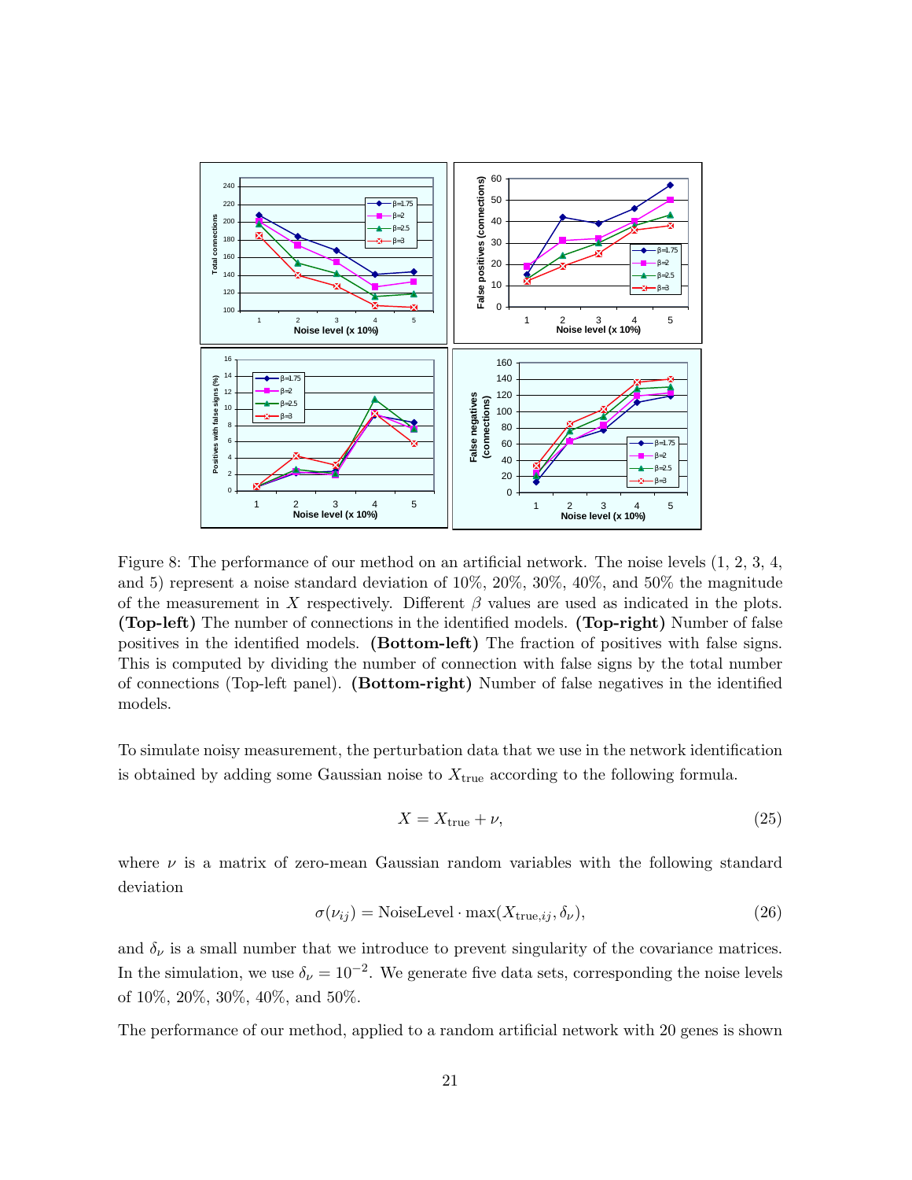Figure 8: The performance of our method on an artificial network. The noise levels (1, 2, 3, 4, and 5) represent a noise standard deviation of 10%, 20%, 30%, 40%, and 50% the magnitude of the measurement in $X$ respectively. Different $\beta$ values are used as indicated in the plots. **(Top-left)** The number of connections in the identified models. **(Top-right)** Number of false positives in the identified models. **(Bottom-left)** The fraction of positives with false signs. This is computed by dividing the number of connection with false signs by the total number of connections (Top-left panel). **(Bottom-right)** Number of false negatives in the identified models.

To simulate noisy measurement, the perturbation data that we use in the network identification is obtained by adding some Gaussian noise to $X_{\text{true}}$ according to the following formula.

$$X = X_{\text{true}} + \nu, \tag{25}$$

where $\nu$ is a matrix of zero-mean Gaussian random variables with the following standard deviation

$$\sigma(\nu_{ij}) = \text{NoiseLevel} \cdot \max(X_{\text{true},ij}, \delta_\nu), \tag{26}$$

and $\delta_\nu$ is a small number that we introduce to prevent singularity of the covariance matrices. In the simulation, we use $\delta_\nu = 10^{-2}$. We generate five data sets, corresponding the noise levels of 10%, 20%, 30%, 40%, and 50%.

The performance of our method, applied to a random artificial network with 20 genes is shown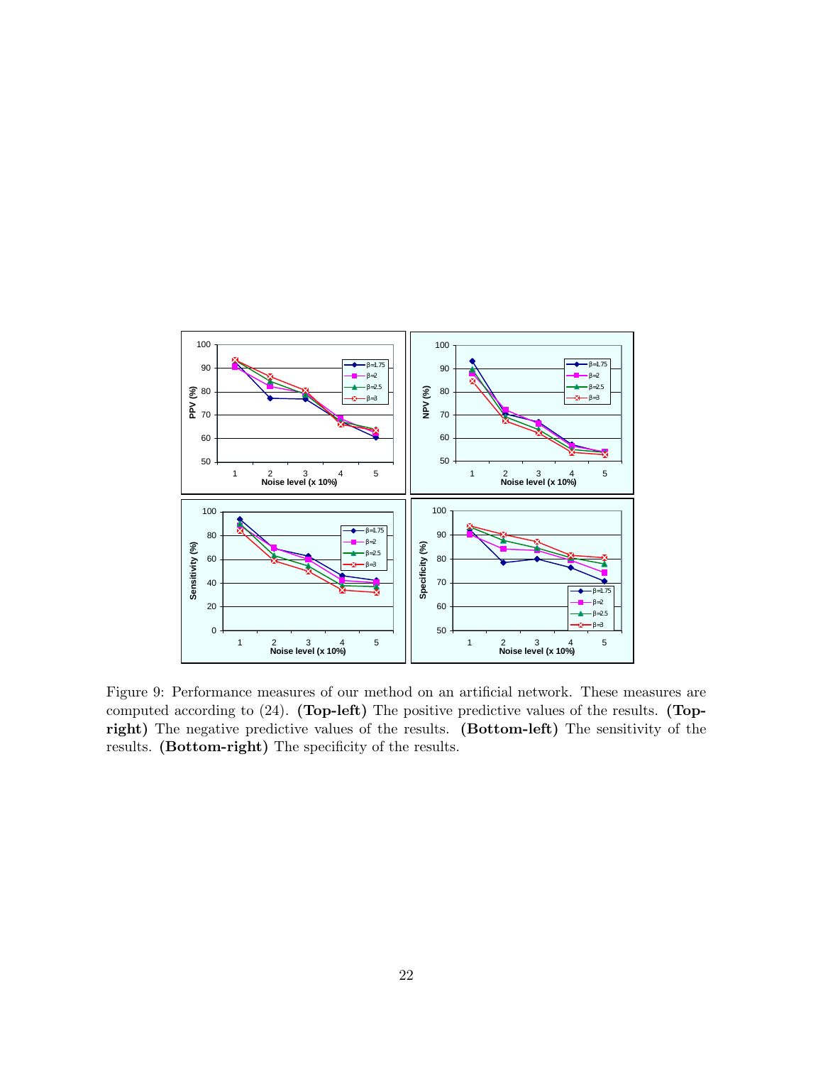Figure 9: Performance measures of our method on an artificial network. These measures are computed according to (24). **(Top-left)** The positive predictive values of the results. **(Top-right)** The negative predictive values of the results. **(Bottom-left)** The sensitivity of the results. **(Bottom-right)** The specificity of the results.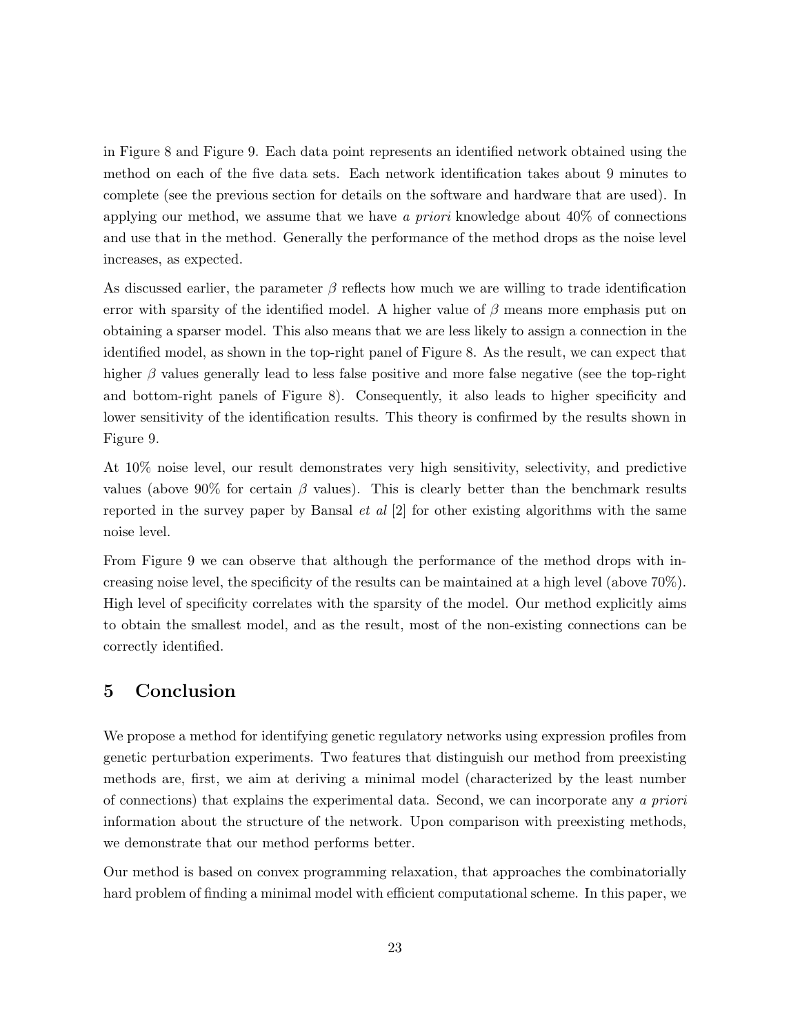in Figure 8 and Figure 9. Each data point represents an identified network obtained using the method on each of the five data sets. Each network identification takes about 9 minutes to complete (see the previous section for details on the software and hardware that are used). In applying our method, we assume that we have *a priori* knowledge about 40% of connections and use that in the method. Generally the performance of the method drops as the noise level increases, as expected.

As discussed earlier, the parameter $\beta$ reflects how much we are willing to trade identification error with sparsity of the identified model. A higher value of $\beta$ means more emphasis put on obtaining a sparser model. This also means that we are less likely to assign a connection in the identified model, as shown in the top-right panel of Figure 8. As the result, we can expect that higher $\beta$ values generally lead to less false positive and more false negative (see the top-right and bottom-right panels of Figure 8). Consequently, it also leads to higher specificity and lower sensitivity of the identification results. This theory is confirmed by the results shown in Figure 9.

At 10% noise level, our result demonstrates very high sensitivity, selectivity, and predictive values (above 90% for certain $\beta$ values). This is clearly better than the benchmark results reported in the survey paper by Bansal *et al* [2] for other existing algorithms with the same noise level.

From Figure 9 we can observe that although the performance of the method drops with increasing noise level, the specificity of the results can be maintained at a high level (above 70%). High level of specificity correlates with the sparsity of the model. Our method explicitly aims to obtain the smallest model, and as the result, most of the non-existing connections can be correctly identified.

## 5 Conclusion

We propose a method for identifying genetic regulatory networks using expression profiles from genetic perturbation experiments. Two features that distinguish our method from preexisting methods are, first, we aim at deriving a minimal model (characterized by the least number of connections) that explains the experimental data. Second, we can incorporate any *a priori* information about the structure of the network. Upon comparison with preexisting methods, we demonstrate that our method performs better.

Our method is based on convex programming relaxation, that approaches the combinatorially hard problem of finding a minimal model with efficient computational scheme. In this paper, we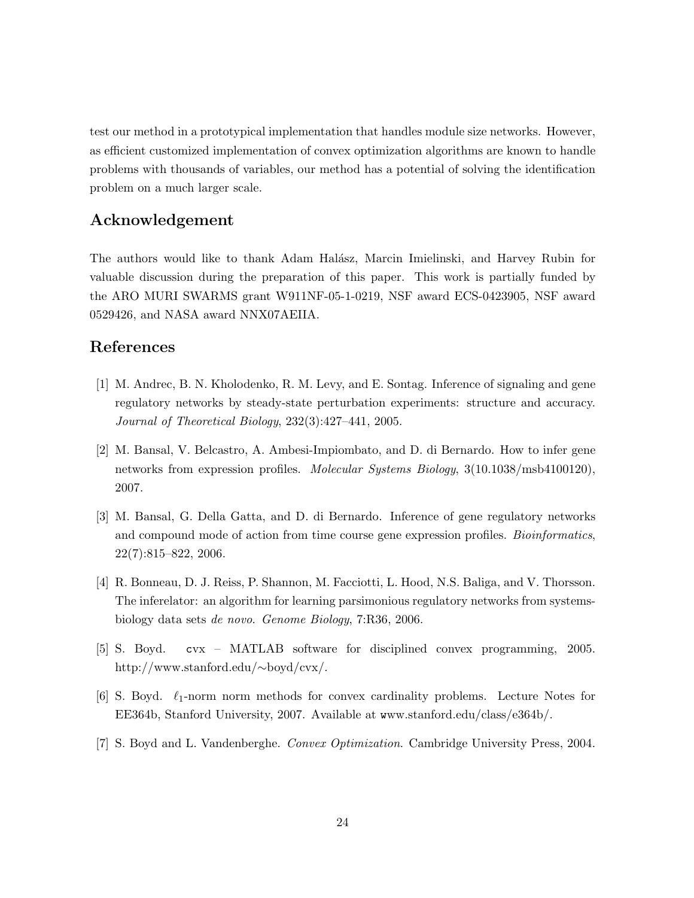test our method in a prototypical implementation that handles module size networks. However, as efficient customized implementation of convex optimization algorithms are known to handle problems with thousands of variables, our method has a potential of solving the identification problem on a much larger scale.

## Acknowledgement

The authors would like to thank Adam Halász, Marcin Imielinski, and Harvey Rubin for valuable discussion during the preparation of this paper. This work is partially funded by the ARO MURI SWARMS grant W911NF-05-1-0219, NSF award ECS-0423905, NSF award 0529426, and NASA award NNX07AEIIA.

## References

[1] M. Andrec, B. N. Kholodenko, R. M. Levy, and E. Sontag. Inference of signaling and gene regulatory networks by steady-state perturbation experiments: structure and accuracy. *Journal of Theoretical Biology*, 232(3):427–441, 2005.

[2] M. Bansal, V. Belcastro, A. Ambesi-Impiombato, and D. di Bernardo. How to infer gene networks from expression profiles. *Molecular Systems Biology*, 3(10.1038/msb4100120), 2007.

[3] M. Bansal, G. Della Gatta, and D. di Bernardo. Inference of gene regulatory networks and compound mode of action from time course gene expression profiles. *Bioinformatics*, 22(7):815–822, 2006.

[4] R. Bonneau, D. J. Reiss, P. Shannon, M. Facciotti, L. Hood, N.S. Baliga, and V. Thorsson. The inferelator: an algorithm for learning parsimonious regulatory networks from systems-biology data sets *de novo*. *Genome Biology*, 7:R36, 2006.

[5] S. Boyd. `cvx` – MATLAB software for disciplined convex programming, 2005. http://www.stanford.edu/∼boyd/cvx/.

[6] S. Boyd. $\ell_1$-norm norm methods for convex cardinality problems. Lecture Notes for EE364b, Stanford University, 2007. Available at www.stanford.edu/class/e364b/.

[7] S. Boyd and L. Vandenberghe. *Convex Optimization*. Cambridge University Press, 2004.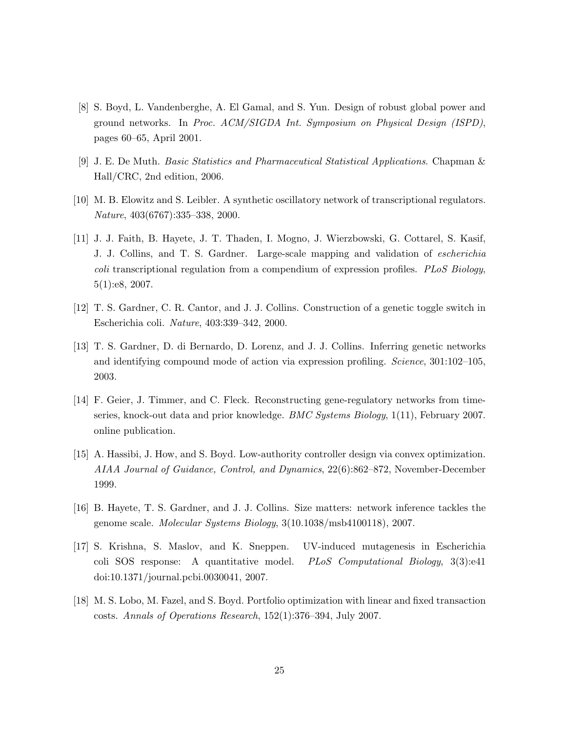[8] S. Boyd, L. Vandenberghe, A. El Gamal, and S. Yun. Design of robust global power and ground networks. In *Proc. ACM/SIGDA Int. Symposium on Physical Design (ISPD)*, pages 60–65, April 2001.

[9] J. E. De Muth. *Basic Statistics and Pharmaceutical Statistical Applications*. Chapman & Hall/CRC, 2nd edition, 2006.

[10] M. B. Elowitz and S. Leibler. A synthetic oscillatory network of transcriptional regulators. *Nature*, 403(6767):335–338, 2000.

[11] J. J. Faith, B. Hayete, J. T. Thaden, I. Mogno, J. Wierzbowski, G. Cottarel, S. Kasif, J. J. Collins, and T. S. Gardner. Large-scale mapping and validation of *escherichia coli* transcriptional regulation from a compendium of expression profiles. *PLoS Biology*, 5(1):e8, 2007.

[12] T. S. Gardner, C. R. Cantor, and J. J. Collins. Construction of a genetic toggle switch in Escherichia coli. *Nature*, 403:339–342, 2000.

[13] T. S. Gardner, D. di Bernardo, D. Lorenz, and J. J. Collins. Inferring genetic networks and identifying compound mode of action via expression profiling. *Science*, 301:102–105, 2003.

[14] F. Geier, J. Timmer, and C. Fleck. Reconstructing gene-regulatory networks from time-series, knock-out data and prior knowledge. *BMC Systems Biology*, 1(11), February 2007. online publication.

[15] A. Hassibi, J. How, and S. Boyd. Low-authority controller design via convex optimization. *AIAA Journal of Guidance, Control, and Dynamics*, 22(6):862–872, November-December 1999.

[16] B. Hayete, T. S. Gardner, and J. J. Collins. Size matters: network inference tackles the genome scale. *Molecular Systems Biology*, 3(10.1038/msb4100118), 2007.

[17] S. Krishna, S. Maslov, and K. Sneppen. UV-induced mutagenesis in Escherichia coli SOS response: A quantitative model. *PLoS Computational Biology*, 3(3):e41 doi:10.1371/journal.pcbi.0030041, 2007.

[18] M. S. Lobo, M. Fazel, and S. Boyd. Portfolio optimization with linear and fixed transaction costs. *Annals of Operations Research*, 152(1):376–394, July 2007.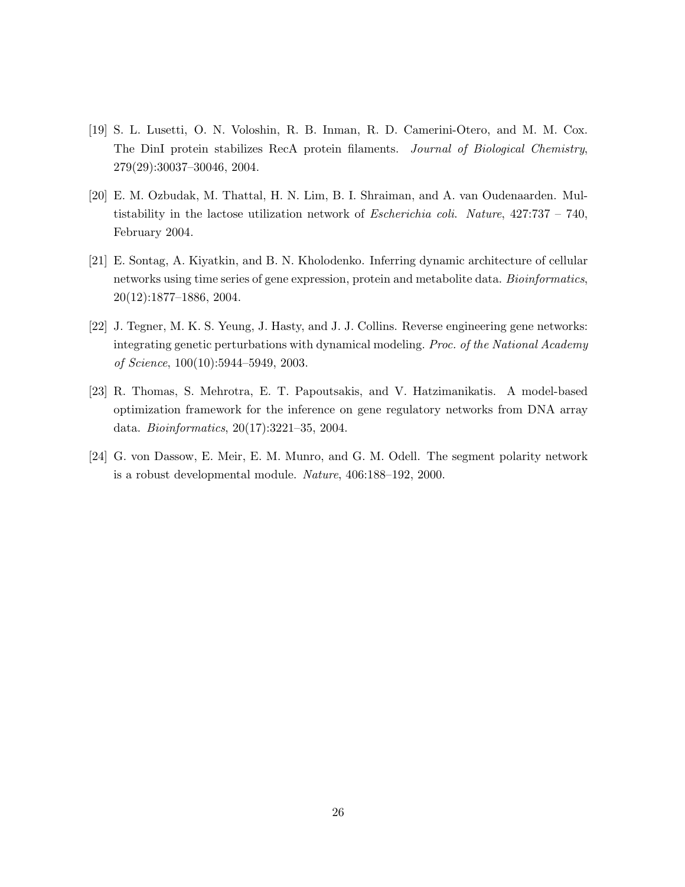[19] S. L. Lusetti, O. N. Voloshin, R. B. Inman, R. D. Camerini-Otero, and M. M. Cox. The DinI protein stabilizes RecA protein filaments. *Journal of Biological Chemistry*, 279(29):30037–30046, 2004.

[20] E. M. Ozbudak, M. Thattal, H. N. Lim, B. I. Shraiman, and A. van Oudenaarden. Multistability in the lactose utilization network of *Escherichia coli*. *Nature*, 427:737 – 740, February 2004.

[21] E. Sontag, A. Kiyatkin, and B. N. Kholodenko. Inferring dynamic architecture of cellular networks using time series of gene expression, protein and metabolite data. *Bioinformatics*, 20(12):1877–1886, 2004.

[22] J. Tegner, M. K. S. Yeung, J. Hasty, and J. J. Collins. Reverse engineering gene networks: integrating genetic perturbations with dynamical modeling. *Proc. of the National Academy of Science*, 100(10):5944–5949, 2003.

[23] R. Thomas, S. Mehrotra, E. T. Papoutsakis, and V. Hatzimanikatis. A model-based optimization framework for the inference on gene regulatory networks from DNA array data. *Bioinformatics*, 20(17):3221–35, 2004.

[24] G. von Dassow, E. Meir, E. M. Munro, and G. M. Odell. The segment polarity network is a robust developmental module. *Nature*, 406:188–192, 2000.